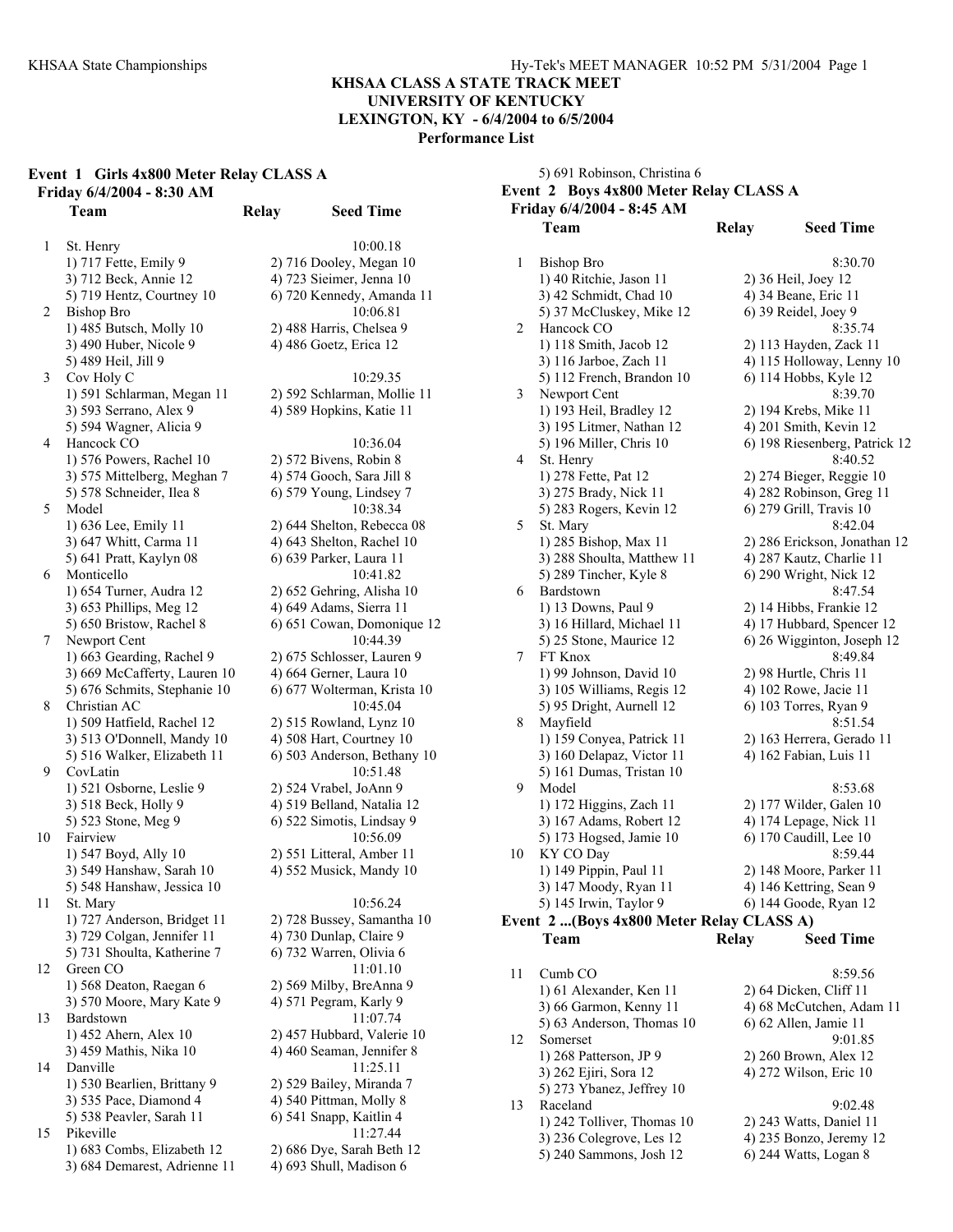**KHSAA CLASS A STATE TRACK MEET**
**UNIVERSITY OF KENTUCKY**
**LEXINGTON, KY - 6/4/2004 to 6/5/2004**
**Performance List**

### Event 1 Girls 4x800 Meter Relay CLASS A

**Friday 6/4/2004 - 8:30 AM**

| | Team | Relay | Seed Time |
|---|---|---|---|
| 1 | St. Henry | | 10:00.18 |
| | 1) 717 Fette, Emily 9 | 2) 716 Dooley, Megan 10 | |
| | 3) 712 Beck, Annie 12 | 4) 723 Sieimer, Jenna 10 | |
| | 5) 719 Hentz, Courtney 10 | 6) 720 Kennedy, Amanda 11 | |
| 2 | Bishop Bro | | 10:06.81 |
| | 1) 485 Butsch, Molly 10 | 2) 488 Harris, Chelsea 9 | |
| | 3) 490 Huber, Nicole 9 | 4) 486 Goetz, Erica 12 | |
| | 5) 489 Heil, Jill 9 | | |
| 3 | Cov Holy C | | 10:29.35 |
| | 1) 591 Schlarman, Megan 11 | 2) 592 Schlarman, Mollie 11 | |
| | 3) 593 Serrano, Alex 9 | 4) 589 Hopkins, Katie 11 | |
| | 5) 594 Wagner, Alicia 9 | | |
| 4 | Hancock CO | | 10:36.04 |
| | 1) 576 Powers, Rachel 10 | 2) 572 Bivens, Robin 8 | |
| | 3) 575 Mittelberg, Meghan 7 | 4) 574 Gooch, Sara Jill 8 | |
| | 5) 578 Schneider, Ilea 8 | 6) 579 Young, Lindsey 7 | |
| 5 | Model | | 10:38.34 |
| | 1) 636 Lee, Emily 11 | 2) 644 Shelton, Rebecca 08 | |
| | 3) 647 Whitt, Carma 11 | 4) 643 Shelton, Rachel 10 | |
| | 5) 641 Pratt, Kaylyn 08 | 6) 639 Parker, Laura 11 | |
| 6 | Monticello | | 10:41.82 |
| | 1) 654 Turner, Audra 12 | 2) 652 Gehring, Alisha 10 | |
| | 3) 653 Phillips, Meg 12 | 4) 649 Adams, Sierra 11 | |
| | 5) 650 Bristow, Rachel 8 | 6) 651 Cowan, Domonique 12 | |
| 7 | Newport Cent | | 10:44.39 |
| | 1) 663 Gearding, Rachel 9 | 2) 675 Schlosser, Lauren 9 | |
| | 3) 669 McCafferty, Lauren 10 | 4) 664 Gerner, Laura 10 | |
| | 5) 676 Schmits, Stephanie 10 | 6) 677 Wolterman, Krista 10 | |
| 8 | Christian AC | | 10:45.04 |
| | 1) 509 Hatfield, Rachel 12 | 2) 515 Rowland, Lynz 10 | |
| | 3) 513 O'Donnell, Mandy 10 | 4) 508 Hart, Courtney 10 | |
| | 5) 516 Walker, Elizabeth 11 | 6) 503 Anderson, Bethany 10 | |
| 9 | CovLatin | | 10:51.48 |
| | 1) 521 Osborne, Leslie 9 | 2) 524 Vrabel, JoAnn 9 | |
| | 3) 518 Beck, Holly 9 | 4) 519 Belland, Natalia 12 | |
| | 5) 523 Stone, Meg 9 | 6) 522 Simotis, Lindsay 9 | |
| 10 | Fairview | | 10:56.09 |
| | 1) 547 Boyd, Ally 10 | 2) 551 Litteral, Amber 11 | |
| | 3) 549 Hanshaw, Sarah 10 | 4) 552 Musick, Mandy 10 | |
| | 5) 548 Hanshaw, Jessica 10 | | |
| 11 | St. Mary | | 10:56.24 |
| | 1) 727 Anderson, Bridget 11 | 2) 728 Bussey, Samantha 10 | |
| | 3) 729 Colgan, Jennifer 11 | 4) 730 Dunlap, Claire 9 | |
| | 5) 731 Shoulta, Katherine 7 | 6) 732 Warren, Olivia 6 | |
| 12 | Green CO | | 11:01.10 |
| | 1) 568 Deaton, Raegan 6 | 2) 569 Milby, BreAnna 9 | |
| | 3) 570 Moore, Mary Kate 9 | 4) 571 Pegram, Karly 9 | |
| 13 | Bardstown | | 11:07.74 |
| | 1) 452 Ahern, Alex 10 | 2) 457 Hubbard, Valerie 10 | |
| | 3) 459 Mathis, Nika 10 | 4) 460 Seaman, Jennifer 8 | |
| 14 | Danville | | 11:25.11 |
| | 1) 530 Bearlien, Brittany 9 | 2) 529 Bailey, Miranda 7 | |
| | 3) 535 Pace, Diamond 4 | 4) 540 Pittman, Molly 8 | |
| | 5) 538 Peavler, Sarah 11 | 6) 541 Snapp, Kaitlin 4 | |
| 15 | Pikeville | | 11:27.44 |
| | 1) 683 Combs, Elizabeth 12 | 2) 686 Dye, Sarah Beth 12 | |
| | 3) 684 Demarest, Adrienne 11 | 4) 693 Shull, Madison 6 | |
| | 5) 691 Robinson, Christina 6 | | |

### Event 2 Boys 4x800 Meter Relay CLASS A

**Friday 6/4/2004 - 8:45 AM**

| | Team | Relay | Seed Time |
|---|---|---|---|
| 1 | Bishop Bro | | 8:30.70 |
| | 1) 40 Ritchie, Jason 11 | 2) 36 Heil, Joey 12 | |
| | 3) 42 Schmidt, Chad 10 | 4) 34 Beane, Eric 11 | |
| | 5) 37 McCluskey, Mike 12 | 6) 39 Reidel, Joey 9 | |
| 2 | Hancock CO | | 8:35.74 |
| | 1) 118 Smith, Jacob 12 | 2) 113 Hayden, Zack 11 | |
| | 3) 116 Jarboe, Zach 11 | 4) 115 Holloway, Lenny 10 | |
| | 5) 112 French, Brandon 10 | 6) 114 Hobbs, Kyle 12 | |
| 3 | Newport Cent | | 8:39.70 |
| | 1) 193 Heil, Bradley 12 | 2) 194 Krebs, Mike 11 | |
| | 3) 195 Litmer, Nathan 12 | 4) 201 Smith, Kevin 12 | |
| | 5) 196 Miller, Chris 10 | 6) 198 Riesenberg, Patrick 12 | |
| 4 | St. Henry | | 8:40.52 |
| | 1) 278 Fette, Pat 12 | 2) 274 Bieger, Reggie 10 | |
| | 3) 275 Brady, Nick 11 | 4) 282 Robinson, Greg 11 | |
| | 5) 283 Rogers, Kevin 12 | 6) 279 Grill, Travis 10 | |
| 5 | St. Mary | | 8:42.04 |
| | 1) 285 Bishop, Max 11 | 2) 286 Erickson, Jonathan 12 | |
| | 3) 288 Shoulta, Matthew 11 | 4) 287 Kautz, Charlie 11 | |
| | 5) 289 Tincher, Kyle 8 | 6) 290 Wright, Nick 12 | |
| 6 | Bardstown | | 8:47.54 |
| | 1) 13 Downs, Paul 9 | 2) 14 Hibbs, Frankie 12 | |
| | 3) 16 Hillard, Michael 11 | 4) 17 Hubbard, Spencer 12 | |
| | 5) 25 Stone, Maurice 12 | 6) 26 Wigginton, Joseph 12 | |
| 7 | FT Knox | | 8:49.84 |
| | 1) 99 Johnson, David 10 | 2) 98 Hurtle, Chris 11 | |
| | 3) 105 Williams, Regis 12 | 4) 102 Rowe, Jacie 11 | |
| | 5) 95 Dright, Aurnell 12 | 6) 103 Torres, Ryan 9 | |
| 8 | Mayfield | | 8:51.54 |
| | 1) 159 Conyea, Patrick 11 | 2) 163 Herrera, Gerado 11 | |
| | 3) 160 Delapaz, Victor 11 | 4) 162 Fabian, Luis 11 | |
| | 5) 161 Dumas, Tristan 10 | | |
| 9 | Model | | 8:53.68 |
| | 1) 172 Higgins, Zach 11 | 2) 177 Wilder, Galen 10 | |
| | 3) 167 Adams, Robert 12 | 4) 174 Lepage, Nick 11 | |
| | 5) 173 Hogsed, Jamie 10 | 6) 170 Caudill, Lee 10 | |
| 10 | KY CO Day | | 8:59.44 |
| | 1) 149 Pippin, Paul 11 | 2) 148 Moore, Parker 11 | |
| | 3) 147 Moody, Ryan 11 | 4) 146 Kettring, Sean 9 | |
| | 5) 145 Irwin, Taylor 9 | 6) 144 Goode, Ryan 12 | |
| 11 | Cumb CO | | 8:59.56 |
| | 1) 61 Alexander, Ken 11 | 2) 64 Dicken, Cliff 11 | |
| | 3) 66 Garmon, Kenny 11 | 4) 68 McCutchen, Adam 11 | |
| | 5) 63 Anderson, Thomas 10 | 6) 62 Allen, Jamie 11 | |
| 12 | Somerset | | 9:01.85 |
| | 1) 268 Patterson, JP 9 | 2) 260 Brown, Alex 12 | |
| | 3) 262 Ejiri, Sora 12 | 4) 272 Wilson, Eric 10 | |
| | 5) 273 Ybanez, Jeffrey 10 | | |
| 13 | Raceland | | 9:02.48 |
| | 1) 242 Tolliver, Thomas 10 | 2) 243 Watts, Daniel 11 | |
| | 3) 236 Colegrove, Les 12 | 4) 235 Bonzo, Jeremy 12 | |
| | 5) 240 Sammons, Josh 12 | 6) 244 Watts, Logan 8 | |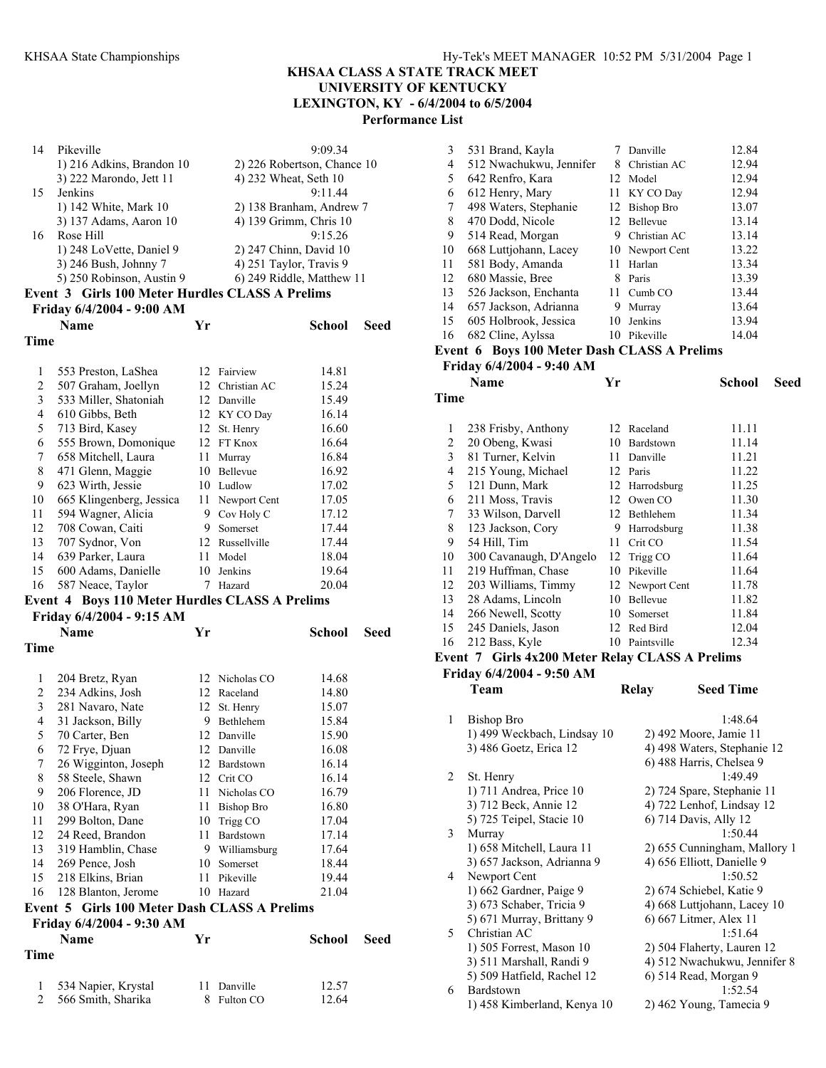## KHSAA CLASS A STATE TRACK MEET
## UNIVERSITY OF KENTUCKY
## LEXINGTON, KY - 6/4/2004 to 6/5/2004
### Performance List

| | Team | Relay | Seed Time |
|---|---|---|---|
| 14 | Pikeville | | 9:09.34 |
| | 1) 216 Adkins, Brandon 10 | 2) 226 Robertson, Chance 10 | |
| | 3) 222 Marondo, Jett 11 | 4) 232 Wheat, Seth 10 | |
| 15 | Jenkins | | 9:11.44 |
| | 1) 142 White, Mark 10 | 2) 138 Branham, Andrew 7 | |
| | 3) 137 Adams, Aaron 10 | 4) 139 Grimm, Chris 10 | |
| 16 | Rose Hill | | 9:15.26 |
| | 1) 248 LoVette, Daniel 9 | 2) 247 Chinn, David 10 | |
| | 3) 246 Bush, Johnny 7 | 4) 251 Taylor, Travis 9 | |
| | 5) 250 Robinson, Austin 9 | 6) 249 Riddle, Matthew 11 | |

### Event 3 Girls 100 Meter Hurdles CLASS A Prelims

**Friday 6/4/2004 - 9:00 AM**

| | Name | Yr | School | Seed Time |
|---|---|---|---|---|
| 1 | 553 Preston, LaShea | 12 | Fairview | 14.81 |
| 2 | 507 Graham, Joellyn | 12 | Christian AC | 15.24 |
| 3 | 533 Miller, Shatoniah | 12 | Danville | 15.49 |
| 4 | 610 Gibbs, Beth | 12 | KY CO Day | 16.14 |
| 5 | 713 Bird, Kasey | 12 | St. Henry | 16.60 |
| 6 | 555 Brown, Domonique | 12 | FT Knox | 16.64 |
| 7 | 658 Mitchell, Laura | 11 | Murray | 16.84 |
| 8 | 471 Glenn, Maggie | 10 | Bellevue | 16.92 |
| 9 | 623 Wirth, Jessie | 10 | Ludlow | 17.02 |
| 10 | 665 Klingenberg, Jessica | 11 | Newport Cent | 17.05 |
| 11 | 594 Wagner, Alicia | 9 | Cov Holy C | 17.12 |
| 12 | 708 Cowan, Caiti | 9 | Somerset | 17.44 |
| 13 | 707 Sydnor, Von | 12 | Russellville | 17.44 |
| 14 | 639 Parker, Laura | 11 | Model | 18.04 |
| 15 | 600 Adams, Danielle | 10 | Jenkins | 19.64 |
| 16 | 587 Neace, Taylor | 7 | Hazard | 20.04 |

### Event 4 Boys 110 Meter Hurdles CLASS A Prelims

**Friday 6/4/2004 - 9:15 AM**

| | Name | Yr | School | Seed Time |
|---|---|---|---|---|
| 1 | 204 Bretz, Ryan | 12 | Nicholas CO | 14.68 |
| 2 | 234 Adkins, Josh | 12 | Raceland | 14.80 |
| 3 | 281 Navaro, Nate | 12 | St. Henry | 15.07 |
| 4 | 31 Jackson, Billy | 9 | Bethlehem | 15.84 |
| 5 | 70 Carter, Ben | 12 | Danville | 15.90 |
| 6 | 72 Frye, Djuan | 12 | Danville | 16.08 |
| 7 | 26 Wigginton, Joseph | 12 | Bardstown | 16.14 |
| 8 | 58 Steele, Shawn | 12 | Crit CO | 16.14 |
| 9 | 206 Florence, JD | 11 | Nicholas CO | 16.79 |
| 10 | 38 O'Hara, Ryan | 11 | Bishop Bro | 16.80 |
| 11 | 299 Bolton, Dane | 10 | Trigg CO | 17.04 |
| 12 | 24 Reed, Brandon | 11 | Bardstown | 17.14 |
| 13 | 319 Hamblin, Chase | 9 | Williamsburg | 17.64 |
| 14 | 269 Pence, Josh | 10 | Somerset | 18.44 |
| 15 | 218 Elkins, Brian | 11 | Pikeville | 19.44 |
| 16 | 128 Blanton, Jerome | 10 | Hazard | 21.04 |

### Event 5 Girls 100 Meter Dash CLASS A Prelims

**Friday 6/4/2004 - 9:30 AM**

| | Name | Yr | School | Seed Time |
|---|---|---|---|---|
| 1 | 534 Napier, Krystal | 11 | Danville | 12.57 |
| 2 | 566 Smith, Sharika | 8 | Fulton CO | 12.64 |
| 3 | 531 Brand, Kayla | 7 | Danville | 12.84 |
| 4 | 512 Nwachukwu, Jennifer | 8 | Christian AC | 12.94 |
| 5 | 642 Renfro, Kara | 12 | Model | 12.94 |
| 6 | 612 Henry, Mary | 11 | KY CO Day | 12.94 |
| 7 | 498 Waters, Stephanie | 12 | Bishop Bro | 13.07 |
| 8 | 470 Dodd, Nicole | 12 | Bellevue | 13.14 |
| 9 | 514 Read, Morgan | 9 | Christian AC | 13.14 |
| 10 | 668 Luttjohann, Lacey | 10 | Newport Cent | 13.22 |
| 11 | 581 Body, Amanda | 11 | Harlan | 13.34 |
| 12 | 680 Massie, Bree | 8 | Paris | 13.39 |
| 13 | 526 Jackson, Enchanta | 11 | Cumb CO | 13.44 |
| 14 | 657 Jackson, Adrianna | 9 | Murray | 13.64 |
| 15 | 605 Holbrook, Jessica | 10 | Jenkins | 13.94 |
| 16 | 682 Cline, Aylssa | 10 | Pikeville | 14.04 |

### Event 6 Boys 100 Meter Dash CLASS A Prelims

**Friday 6/4/2004 - 9:40 AM**

| | Name | Yr | School | Seed Time |
|---|---|---|---|---|
| 1 | 238 Frisby, Anthony | 12 | Raceland | 11.11 |
| 2 | 20 Obeng, Kwasi | 10 | Bardstown | 11.14 |
| 3 | 81 Turner, Kelvin | 11 | Danville | 11.21 |
| 4 | 215 Young, Michael | 12 | Paris | 11.22 |
| 5 | 121 Dunn, Mark | 12 | Harrodsburg | 11.25 |
| 6 | 211 Moss, Travis | 12 | Owen CO | 11.30 |
| 7 | 33 Wilson, Darvell | 12 | Bethlehem | 11.34 |
| 8 | 123 Jackson, Cory | 9 | Harrodsburg | 11.38 |
| 9 | 54 Hill, Tim | 11 | Crit CO | 11.54 |
| 10 | 300 Cavanaugh, D'Angelo | 12 | Trigg CO | 11.64 |
| 11 | 219 Huffman, Chase | 10 | Pikeville | 11.64 |
| 12 | 203 Williams, Timmy | 12 | Newport Cent | 11.78 |
| 13 | 28 Adams, Lincoln | 10 | Bellevue | 11.82 |
| 14 | 266 Newell, Scotty | 10 | Somerset | 11.84 |
| 15 | 245 Daniels, Jason | 12 | Red Bird | 12.04 |
| 16 | 212 Bass, Kyle | 10 | Paintsville | 12.34 |

### Event 7 Girls 4x200 Meter Relay CLASS A Prelims

**Friday 6/4/2004 - 9:50 AM**

| | Team | Relay | Seed Time |
|---|---|---|---|
| 1 | Bishop Bro | | 1:48.64 |
| | 1) 499 Weckbach, Lindsay 10 | 2) 492 Moore, Jamie 11 | |
| | 3) 486 Goetz, Erica 12 | 4) 498 Waters, Stephanie 12 | |
| | | 6) 488 Harris, Chelsea 9 | |
| 2 | St. Henry | | 1:49.49 |
| | 1) 711 Andrea, Price 10 | 2) 724 Spare, Stephanie 11 | |
| | 3) 712 Beck, Annie 12 | 4) 722 Lenhof, Lindsay 12 | |
| | 5) 725 Teipel, Stacie 10 | 6) 714 Davis, Ally 12 | |
| 3 | Murray | | 1:50.44 |
| | 1) 658 Mitchell, Laura 11 | 2) 655 Cunningham, Mallory 1 | |
| | 3) 657 Jackson, Adrianna 9 | 4) 656 Elliott, Danielle 9 | |
| 4 | Newport Cent | | 1:50.52 |
| | 1) 662 Gardner, Paige 9 | 2) 674 Schiebel, Katie 9 | |
| | 3) 673 Schaber, Tricia 9 | 4) 668 Luttjohann, Lacey 10 | |
| | 5) 671 Murray, Brittany 9 | 6) 667 Litmer, Alex 11 | |
| 5 | Christian AC | | 1:51.64 |
| | 1) 505 Forrest, Mason 10 | 2) 504 Flaherty, Lauren 12 | |
| | 3) 511 Marshall, Randi 9 | 4) 512 Nwachukwu, Jennifer 8 | |
| | 5) 509 Hatfield, Rachel 12 | 6) 514 Read, Morgan 9 | |
| 6 | Bardstown | | 1:52.54 |
| | 1) 458 Kimberland, Kenya 10 | 2) 462 Young, Tamecia 9 | |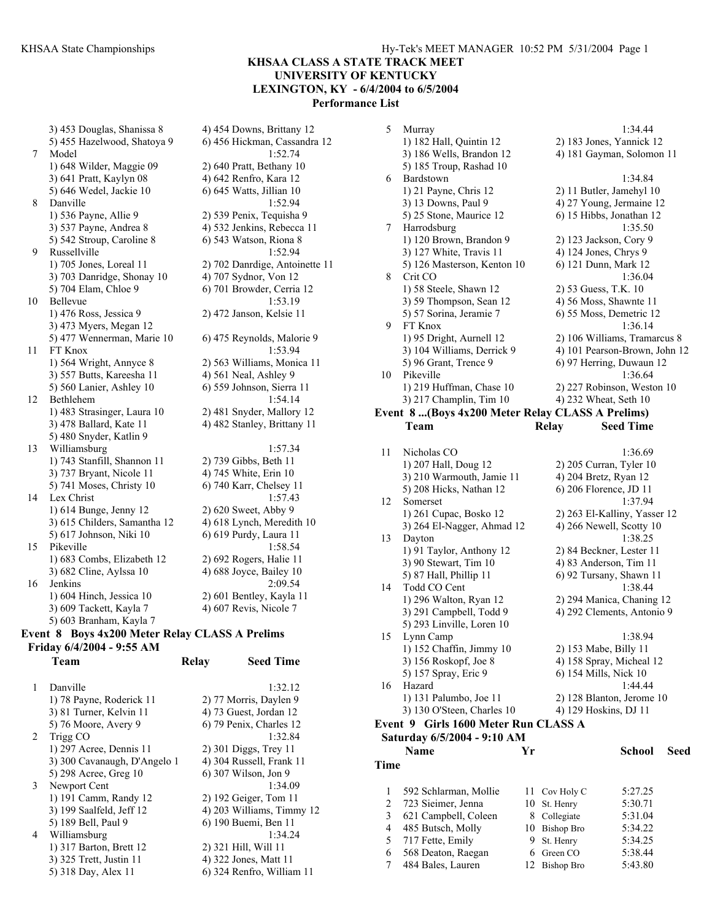# KHSAA CLASS A STATE TRACK MEET
## UNIVERSITY OF KENTUCKY
## LEXINGTON, KY - 6/4/2004 to 6/5/2004
### Performance List

3) 453 Douglas, Shanissa 8 | 4) 454 Downs, Brittany 12
5) 455 Hazelwood, Shatoya 9 | 6) 456 Hickman, Cassandra 12

7 Model 1:52.74
1) 648 Wilder, Maggie 09 | 2) 640 Pratt, Bethany 10
3) 641 Pratt, Kaylyn 08 | 4) 642 Renfro, Kara 12
5) 646 Wedel, Jackie 10 | 6) 645 Watts, Jillian 10

8 Danville 1:52.94
1) 536 Payne, Allie 9 | 2) 539 Penix, Tequisha 9
3) 537 Payne, Andrea 8 | 4) 532 Jenkins, Rebecca 11
5) 542 Stroup, Caroline 8 | 6) 543 Watson, Riona 8

9 Russellville 1:52.94
1) 705 Jones, Loreal 11 | 2) 702 Danrdige, Antoinette 11
3) 703 Danridge, Shonay 10 | 4) 707 Sydnor, Von 12
5) 704 Elam, Chloe 9 | 6) 701 Browder, Cerria 12

10 Bellevue 1:53.19
1) 476 Ross, Jessica 9 | 2) 472 Janson, Kelsie 11
3) 473 Myers, Megan 12
5) 477 Wennerman, Marie 10 | 6) 475 Reynolds, Malorie 9

11 FT Knox 1:53.94
1) 564 Wright, Annyce 8 | 2) 563 Williams, Monica 11
3) 557 Butts, Kareesha 11 | 4) 561 Neal, Ashley 9
5) 560 Lanier, Ashley 10 | 6) 559 Johnson, Sierra 11

12 Bethlehem 1:54.14
1) 483 Strasinger, Laura 10 | 2) 481 Snyder, Mallory 12
3) 478 Ballard, Kate 11 | 4) 482 Stanley, Brittany 11
5) 480 Snyder, Katlin 9

13 Williamsburg 1:57.34
1) 743 Stanfill, Shannon 11 | 2) 739 Gibbs, Beth 11
3) 737 Bryant, Nicole 11 | 4) 745 White, Erin 10
5) 741 Moses, Christy 10 | 6) 740 Karr, Chelsey 11

14 Lex Christ 1:57.43
1) 614 Bunge, Jenny 12 | 2) 620 Sweet, Abby 9
3) 615 Childers, Samantha 12 | 4) 618 Lynch, Meredith 10
5) 617 Johnson, Niki 10 | 6) 619 Purdy, Laura 11

15 Pikeville 1:58.54
1) 683 Combs, Elizabeth 12 | 2) 692 Rogers, Halie 11
3) 682 Cline, Aylssa 10 | 4) 688 Joyce, Bailey 10

16 Jenkins 2:09.54
1) 604 Hinch, Jessica 10 | 2) 601 Bentley, Kayla 11
3) 609 Tackett, Kayla 7 | 4) 607 Revis, Nicole 7
5) 603 Branham, Kayla 7

## Event 8 Boys 4x200 Meter Relay CLASS A Prelims
**Friday 6/4/2004 - 9:55 AM**

| | Team | Relay | Seed Time |
|---|---|---|---|

1 Danville 1:32.12
1) 78 Payne, Roderick 11 | 2) 77 Morris, Daylen 9
3) 81 Turner, Kelvin 11 | 4) 73 Guest, Jordan 12
5) 76 Moore, Avery 9 | 6) 79 Penix, Charles 12

2 Trigg CO 1:32.84
1) 297 Acree, Dennis 11 | 2) 301 Diggs, Trey 11
3) 300 Cavanaugh, D'Angelo 1 | 4) 304 Russell, Frank 11
5) 298 Acree, Greg 10 | 6) 307 Wilson, Jon 9

3 Newport Cent 1:34.09
1) 191 Camm, Randy 12 | 2) 192 Geiger, Tom 11
3) 199 Saalfeld, Jeff 12 | 4) 203 Williams, Timmy 12
5) 189 Bell, Paul 9 | 6) 190 Buemi, Ben 11

4 Williamsburg 1:34.24
1) 317 Barton, Brett 12 | 2) 321 Hill, Will 11
3) 325 Trett, Justin 11 | 4) 322 Jones, Matt 11
5) 318 Day, Alex 11 | 6) 324 Renfro, William 11

5 Murray 1:34.44
1) 182 Hall, Quintin 12 | 2) 183 Jones, Yannick 12
3) 186 Wells, Brandon 12 | 4) 181 Gayman, Solomon 11
5) 185 Troup, Rashad 10

6 Bardstown 1:34.84
1) 21 Payne, Chris 12 | 2) 11 Butler, Jamehyl 10
3) 13 Downs, Paul 9 | 4) 27 Young, Jermaine 12
5) 25 Stone, Maurice 12 | 6) 15 Hibbs, Jonathan 12

7 Harrodsburg 1:35.50
1) 120 Brown, Brandon 9 | 2) 123 Jackson, Cory 9
3) 127 White, Travis 11 | 4) 124 Jones, Chrys 9
5) 126 Masterson, Kenton 10 | 6) 121 Dunn, Mark 12

8 Crit CO 1:36.04
1) 58 Steele, Shawn 12 | 2) 53 Guess, T.K. 10
3) 59 Thompson, Sean 12 | 4) 56 Moss, Shawnte 11
5) 57 Sorina, Jeramie 7 | 6) 55 Moss, Demetric 12

9 FT Knox 1:36.14
1) 95 Dright, Aurnell 12 | 2) 106 Williams, Tramarcus 8
3) 104 Williams, Derrick 9 | 4) 101 Pearson-Brown, John 12
5) 96 Grant, Trence 9 | 6) 97 Herring, Duwaun 12

10 Pikeville 1:36.64
1) 219 Huffman, Chase 10 | 2) 227 Robinson, Weston 10
3) 217 Champlin, Tim 10 | 4) 232 Wheat, Seth 10

## Event 8 ...(Boys 4x200 Meter Relay CLASS A Prelims)

| | Team | Relay | Seed Time |
|---|---|---|---|

11 Nicholas CO 1:36.69
1) 207 Hall, Doug 12 | 2) 205 Curran, Tyler 10
3) 210 Warmouth, Jamie 11 | 4) 204 Bretz, Ryan 12
5) 208 Hicks, Nathan 12 | 6) 206 Florence, JD 11

12 Somerset 1:37.94
1) 261 Cupac, Bosko 12 | 2) 263 El-Kalliny, Yasser 12
3) 264 El-Nagger, Ahmad 12 | 4) 266 Newell, Scotty 10

13 Dayton 1:38.25
1) 91 Taylor, Anthony 12 | 2) 84 Beckner, Lester 11
3) 90 Stewart, Tim 10 | 4) 83 Anderson, Tim 11
5) 87 Hall, Phillip 11 | 6) 92 Tursany, Shawn 11

14 Todd CO Cent 1:38.44
1) 296 Walton, Ryan 12 | 2) 294 Manica, Chaning 12
3) 291 Campbell, Todd 9 | 4) 292 Clements, Antonio 9
5) 293 Linville, Loren 10

15 Lynn Camp 1:38.94
1) 152 Chaffin, Jimmy 10 | 2) 153 Mabe, Billy 11
3) 156 Roskopf, Joe 8 | 4) 158 Spray, Micheal 12
5) 157 Spray, Eric 9 | 6) 154 Mills, Nick 10

16 Hazard 1:44.44
1) 131 Palumbo, Joe 11 | 2) 128 Blanton, Jerome 10
3) 130 O'Steen, Charles 10 | 4) 129 Hoskins, DJ 11

## Event 9 Girls 1600 Meter Run CLASS A
**Saturday 6/5/2004 - 9:10 AM**

| | Name | Yr | School | Seed Time |
|---|---|---|---|---|
| 1 | 592 Schlarman, Mollie | 11 | Cov Holy C | 5:27.25 |
| 2 | 723 Sieimer, Jenna | 10 | St. Henry | 5:30.71 |
| 3 | 621 Campbell, Coleen | 8 | Collegiate | 5:31.04 |
| 4 | 485 Butsch, Molly | 10 | Bishop Bro | 5:34.22 |
| 5 | 717 Fette, Emily | 9 | St. Henry | 5:34.25 |
| 6 | 568 Deaton, Raegan | 6 | Green CO | 5:38.44 |
| 7 | 484 Bales, Lauren | 12 | Bishop Bro | 5:43.80 |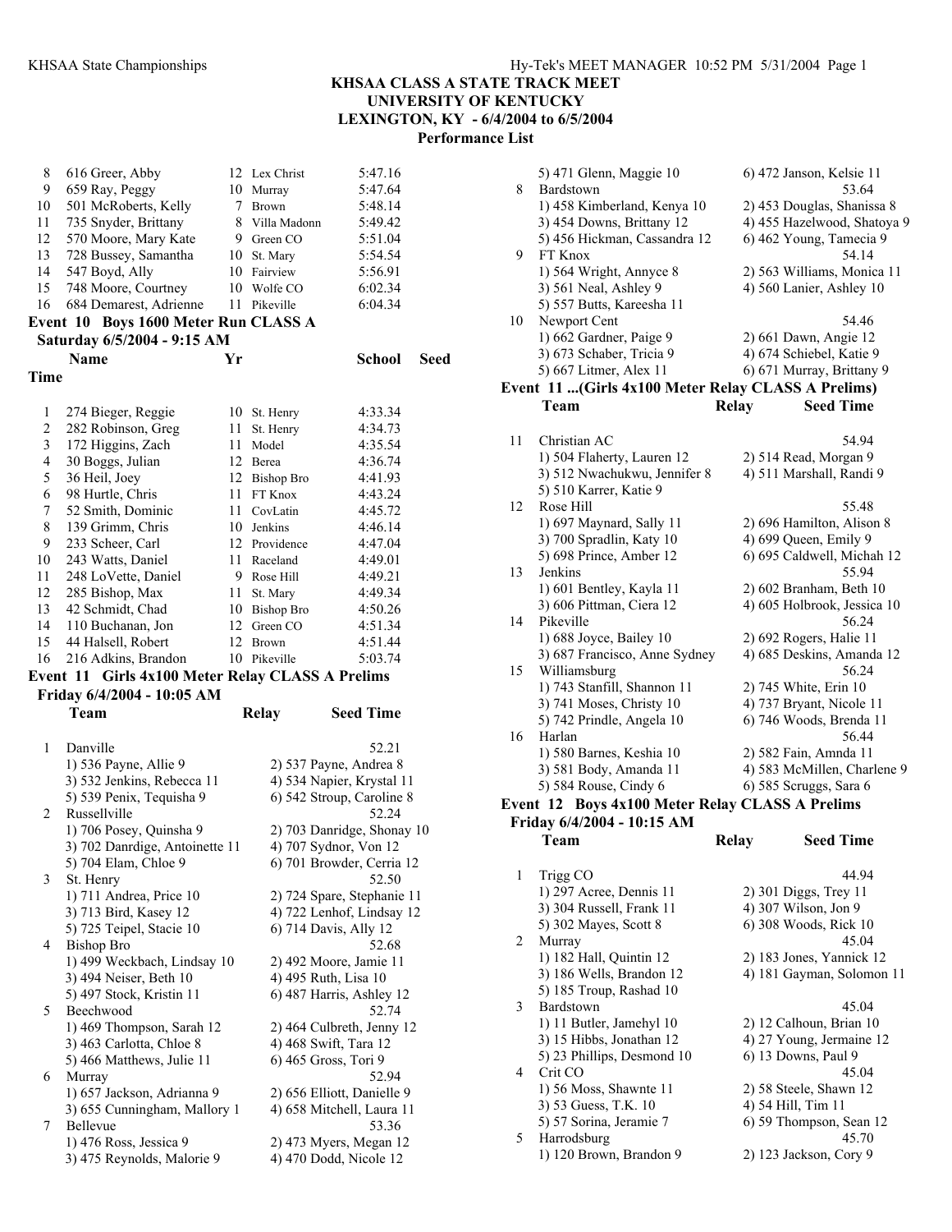# KHSAA CLASS A STATE TRACK MEET
## UNIVERSITY OF KENTUCKY
## LEXINGTON, KY - 6/4/2004 to 6/5/2004
### Performance List

| | Name | Yr | School | Seed Time |
|---|---|---|---|---|
| 8 | 616 Greer, Abby | 12 | Lex Christ | 5:47.16 |
| 9 | 659 Ray, Peggy | 10 | Murray | 5:47.64 |
| 10 | 501 McRoberts, Kelly | 7 | Brown | 5:48.14 |
| 11 | 735 Snyder, Brittany | 8 | Villa Madonn | 5:49.42 |
| 12 | 570 Moore, Mary Kate | 9 | Green CO | 5:51.04 |
| 13 | 728 Bussey, Samantha | 10 | St. Mary | 5:54.54 |
| 14 | 547 Boyd, Ally | 10 | Fairview | 5:56.91 |
| 15 | 748 Moore, Courtney | 10 | Wolfe CO | 6:02.34 |
| 16 | 684 Demarest, Adrienne | 11 | Pikeville | 6:04.34 |

**Event 10 Boys 1600 Meter Run CLASS A**

**Saturday 6/5/2004 - 9:15 AM**

| | Name | Yr | School | Seed Time |
|---|---|---|---|---|
| 1 | 274 Bieger, Reggie | 10 | St. Henry | 4:33.34 |
| 2 | 282 Robinson, Greg | 11 | St. Henry | 4:34.73 |
| 3 | 172 Higgins, Zach | 11 | Model | 4:35.54 |
| 4 | 30 Boggs, Julian | 12 | Berea | 4:36.74 |
| 5 | 36 Heil, Joey | 12 | Bishop Bro | 4:41.93 |
| 6 | 98 Hurtle, Chris | 11 | FT Knox | 4:43.24 |
| 7 | 52 Smith, Dominic | 11 | CovLatin | 4:45.72 |
| 8 | 139 Grimm, Chris | 10 | Jenkins | 4:46.14 |
| 9 | 233 Scheer, Carl | 12 | Providence | 4:47.04 |
| 10 | 243 Watts, Daniel | 11 | Raceland | 4:49.01 |
| 11 | 248 LoVette, Daniel | 9 | Rose Hill | 4:49.21 |
| 12 | 285 Bishop, Max | 11 | St. Mary | 4:49.34 |
| 13 | 42 Schmidt, Chad | 10 | Bishop Bro | 4:50.26 |
| 14 | 110 Buchanan, Jon | 12 | Green CO | 4:51.34 |
| 15 | 44 Halsell, Robert | 12 | Brown | 4:51.44 |
| 16 | 216 Adkins, Brandon | 10 | Pikeville | 5:03.74 |

**Event 11 Girls 4x100 Meter Relay CLASS A Prelims**

**Friday 6/4/2004 - 10:05 AM**

| | Team | Relay | Seed Time |
|---|---|---|---|
| 1 | Danville | | 52.21 |
| | 1) 536 Payne, Allie 9 | 2) 537 Payne, Andrea 8 | |
| | 3) 532 Jenkins, Rebecca 11 | 4) 534 Napier, Krystal 11 | |
| | 5) 539 Penix, Tequisha 9 | 6) 542 Stroup, Caroline 8 | |
| 2 | Russellville | | 52.24 |
| | 1) 706 Posey, Quinsha 9 | 2) 703 Danridge, Shonay 10 | |
| | 3) 702 Danrdige, Antoinette 11 | 4) 707 Sydnor, Von 12 | |
| | 5) 704 Elam, Chloe 9 | 6) 701 Browder, Cerria 12 | |
| 3 | St. Henry | | 52.50 |
| | 1) 711 Andrea, Price 10 | 2) 724 Spare, Stephanie 11 | |
| | 3) 713 Bird, Kasey 12 | 4) 722 Lenhof, Lindsay 12 | |
| | 5) 725 Teipel, Stacie 10 | 6) 714 Davis, Ally 12 | |
| 4 | Bishop Bro | | 52.68 |
| | 1) 499 Weckbach, Lindsay 10 | 2) 492 Moore, Jamie 11 | |
| | 3) 494 Neiser, Beth 10 | 4) 495 Ruth, Lisa 10 | |
| | 5) 497 Stock, Kristin 11 | 6) 487 Harris, Ashley 12 | |
| 5 | Beechwood | | 52.74 |
| | 1) 469 Thompson, Sarah 12 | 2) 464 Culbreth, Jenny 12 | |
| | 3) 463 Carlotta, Chloe 8 | 4) 468 Swift, Tara 12 | |
| | 5) 466 Matthews, Julie 11 | 6) 465 Gross, Tori 9 | |
| 6 | Murray | | 52.94 |
| | 1) 657 Jackson, Adrianna 9 | 2) 656 Elliott, Danielle 9 | |
| | 3) 655 Cunningham, Mallory 1 | 4) 658 Mitchell, Laura 11 | |
| 7 | Bellevue | | 53.36 |
| | 1) 476 Ross, Jessica 9 | 2) 473 Myers, Megan 12 | |
| | 3) 475 Reynolds, Malorie 9 | 4) 470 Dodd, Nicole 12 | |
| | 5) 471 Glenn, Maggie 10 | 6) 472 Janson, Kelsie 11 | |
| 8 | Bardstown | | 53.64 |
| | 1) 458 Kimberland, Kenya 10 | 2) 453 Douglas, Shanissa 8 | |
| | 3) 454 Downs, Brittany 12 | 4) 455 Hazelwood, Shatoya 9 | |
| | 5) 456 Hickman, Cassandra 12 | 6) 462 Young, Tamecia 9 | |
| 9 | FT Knox | | 54.14 |
| | 1) 564 Wright, Annyce 8 | 2) 563 Williams, Monica 11 | |
| | 3) 561 Neal, Ashley 9 | 4) 560 Lanier, Ashley 10 | |
| | 5) 557 Butts, Kareesha 11 | | |
| 10 | Newport Cent | | 54.46 |
| | 1) 662 Gardner, Paige 9 | 2) 661 Dawn, Angie 12 | |
| | 3) 673 Schaber, Tricia 9 | 4) 674 Schiebel, Katie 9 | |
| | 5) 667 Litmer, Alex 11 | 6) 671 Murray, Brittany 9 | |

**Event 11 ...(Girls 4x100 Meter Relay CLASS A Prelims)**

| | Team | Relay | Seed Time |
|---|---|---|---|
| 11 | Christian AC | | 54.94 |
| | 1) 504 Flaherty, Lauren 12 | 2) 514 Read, Morgan 9 | |
| | 3) 512 Nwachukwu, Jennifer 8 | 4) 511 Marshall, Randi 9 | |
| | 5) 510 Karrer, Katie 9 | | |
| 12 | Rose Hill | | 55.48 |
| | 1) 697 Maynard, Sally 11 | 2) 696 Hamilton, Alison 8 | |
| | 3) 700 Spradlin, Katy 10 | 4) 699 Queen, Emily 9 | |
| | 5) 698 Prince, Amber 12 | 6) 695 Caldwell, Michah 12 | |
| 13 | Jenkins | | 55.94 |
| | 1) 601 Bentley, Kayla 11 | 2) 602 Branham, Beth 10 | |
| | 3) 606 Pittman, Ciera 12 | 4) 605 Holbrook, Jessica 10 | |
| 14 | Pikeville | | 56.24 |
| | 1) 688 Joyce, Bailey 10 | 2) 692 Rogers, Halie 11 | |
| | 3) 687 Francisco, Anne Sydney | 4) 685 Deskins, Amanda 12 | |
| 15 | Williamsburg | | 56.24 |
| | 1) 743 Stanfill, Shannon 11 | 2) 745 White, Erin 10 | |
| | 3) 741 Moses, Christy 10 | 4) 737 Bryant, Nicole 11 | |
| | 5) 742 Prindle, Angela 10 | 6) 746 Woods, Brenda 11 | |
| 16 | Harlan | | 56.44 |
| | 1) 580 Barnes, Keshia 10 | 2) 582 Fain, Amnda 11 | |
| | 3) 581 Body, Amanda 11 | 4) 583 McMillen, Charlene 9 | |
| | 5) 584 Rouse, Cindy 6 | 6) 585 Scruggs, Sara 6 | |

**Event 12 Boys 4x100 Meter Relay CLASS A Prelims**

**Friday 6/4/2004 - 10:15 AM**

| | Team | Relay | Seed Time |
|---|---|---|---|
| 1 | Trigg CO | | 44.94 |
| | 1) 297 Acree, Dennis 11 | 2) 301 Diggs, Trey 11 | |
| | 3) 304 Russell, Frank 11 | 4) 307 Wilson, Jon 9 | |
| | 5) 302 Mayes, Scott 8 | 6) 308 Woods, Rick 10 | |
| 2 | Murray | | 45.04 |
| | 1) 182 Hall, Quintin 12 | 2) 183 Jones, Yannick 12 | |
| | 3) 186 Wells, Brandon 12 | 4) 181 Gayman, Solomon 11 | |
| | 5) 185 Troup, Rashad 10 | | |
| 3 | Bardstown | | 45.04 |
| | 1) 11 Butler, Jamehyl 10 | 2) 12 Calhoun, Brian 10 | |
| | 3) 15 Hibbs, Jermaine 12 | 4) 27 Young, Jermaine 12 | |
| | 5) 23 Phillips, Desmond 10 | 6) 13 Downs, Paul 9 | |
| 4 | Crit CO | | 45.04 |
| | 1) 56 Moss, Shawnte 11 | 2) 58 Steele, Shawn 12 | |
| | 3) 53 Guess, T.K. 10 | 4) 54 Hill, Tim 11 | |
| | 5) 57 Sorina, Jeramie 7 | 6) 59 Thompson, Sean 12 | |
| 5 | Harrodsburg | | 45.70 |
| | 1) 120 Brown, Brandon 9 | 2) 123 Jackson, Cory 9 | |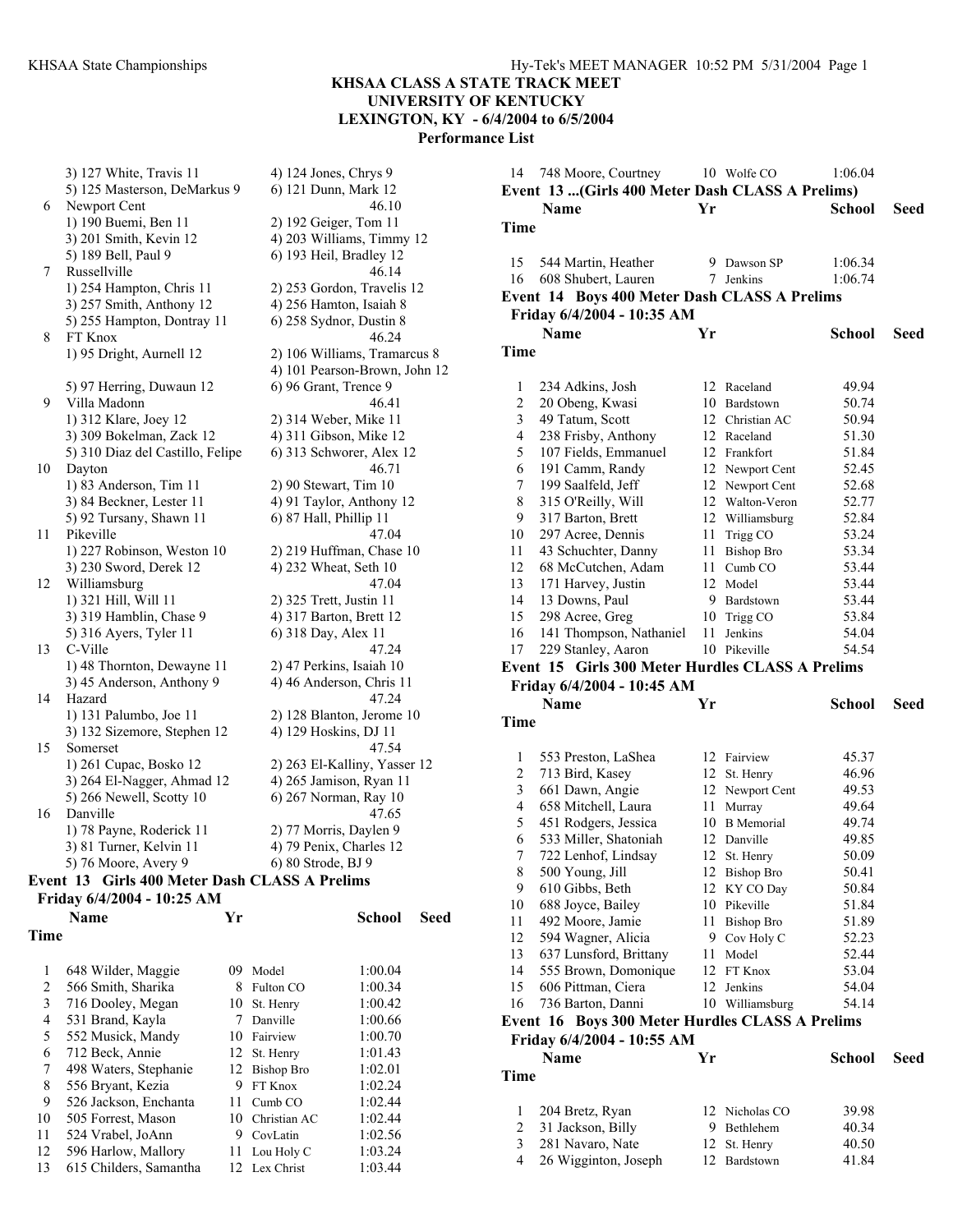# KHSAA CLASS A STATE TRACK MEET
## UNIVERSITY OF KENTUCKY
## LEXINGTON, KY - 6/4/2004 to 6/5/2004
### Performance List

3) 127 White, Travis 11 — 4) 124 Jones, Chrys 9
5) 125 Masterson, DeMarkus 9 — 6) 121 Dunn, Mark 12

6 Newport Cent — 46.10
1) 190 Buemi, Ben 11 — 2) 192 Geiger, Tom 11
3) 201 Smith, Kevin 12 — 4) 203 Williams, Timmy 12
5) 189 Bell, Paul 9 — 6) 193 Heil, Bradley 12

7 Russellville — 46.14
1) 254 Hampton, Chris 11 — 2) 253 Gordon, Travelis 12
3) 257 Smith, Anthony 12 — 4) 256 Hamton, Isaiah 8
5) 255 Hampton, Dontray 11 — 6) 258 Sydnor, Dustin 8

8 FT Knox — 46.24
1) 95 Dright, Aurnell 12 — 2) 106 Williams, Tramarcus 8
4) 101 Pearson-Brown, John 12
5) 97 Herring, Duwaun 12 — 6) 96 Grant, Trence 9

9 Villa Madonn — 46.41
1) 312 Klare, Joey 12 — 2) 314 Weber, Mike 11
3) 309 Bokelman, Zack 12 — 4) 311 Gibson, Mike 12
5) 310 Diaz del Castillo, Felipe — 6) 313 Schworer, Alex 12

10 Dayton — 46.71
1) 83 Anderson, Tim 11 — 2) 90 Stewart, Tim 10
3) 84 Beckner, Lester 11 — 4) 91 Taylor, Anthony 12
5) 92 Tursany, Shawn 11 — 6) 87 Hall, Phillip 11

11 Pikeville — 47.04
1) 227 Robinson, Weston 10 — 2) 219 Huffman, Chase 10
3) 230 Sword, Derek 12 — 4) 232 Wheat, Seth 10

12 Williamsburg — 47.04
1) 321 Hill, Will 11 — 2) 325 Trett, Justin 11
3) 319 Hamblin, Chase 9 — 4) 317 Barton, Brett 12
5) 316 Ayers, Tyler 11 — 6) 318 Day, Alex 11

13 C-Ville — 47.24
1) 48 Thornton, Dewayne 11 — 2) 47 Perkins, Isaiah 10
3) 45 Anderson, Anthony 9 — 4) 46 Anderson, Chris 11

14 Hazard — 47.24
1) 131 Palumbo, Joe 11 — 2) 128 Blanton, Jerome 10
3) 132 Sizemore, Stephen 12 — 4) 129 Hoskins, DJ 11

15 Somerset — 47.54
1) 261 Cupac, Bosko 12 — 2) 263 El-Kalliny, Yasser 12
3) 264 El-Nagger, Ahmad 12 — 4) 265 Jamison, Ryan 11
5) 266 Newell, Scotty 10 — 6) 267 Norman, Ray 10

16 Danville — 47.65
1) 78 Payne, Roderick 11 — 2) 77 Morris, Daylen 9
3) 81 Turner, Kelvin 11 — 4) 79 Penix, Charles 12
5) 76 Moore, Avery 9 — 6) 80 Strode, BJ 9

## Event 13 Girls 400 Meter Dash CLASS A Prelims
**Friday 6/4/2004 - 10:25 AM**

| | Name | Yr | School | Seed Time |
|---|---|---|---|---|
| 1 | 648 Wilder, Maggie | 09 | Model | 1:00.04 |
| 2 | 566 Smith, Sharika | 8 | Fulton CO | 1:00.34 |
| 3 | 716 Dooley, Megan | 10 | St. Henry | 1:00.42 |
| 4 | 531 Brand, Kayla | 7 | Danville | 1:00.66 |
| 5 | 552 Musick, Mandy | 10 | Fairview | 1:00.70 |
| 6 | 712 Beck, Annie | 12 | St. Henry | 1:01.43 |
| 7 | 498 Waters, Stephanie | 12 | Bishop Bro | 1:02.01 |
| 8 | 556 Bryant, Kezia | 9 | FT Knox | 1:02.24 |
| 9 | 526 Jackson, Enchanta | 11 | Cumb CO | 1:02.44 |
| 10 | 505 Forrest, Mason | 10 | Christian AC | 1:02.44 |
| 11 | 524 Vrabel, JoAnn | 9 | CovLatin | 1:02.56 |
| 12 | 596 Harlow, Mallory | 11 | Lou Holy C | 1:03.24 |
| 13 | 615 Childers, Samantha | 12 | Lex Christ | 1:03.44 |
| 14 | 748 Moore, Courtney | 10 | Wolfe CO | 1:06.04 |

## Event 13 ...(Girls 400 Meter Dash CLASS A Prelims)

| | Name | Yr | School | Seed Time |
|---|---|---|---|---|
| 15 | 544 Martin, Heather | 9 | Dawson SP | 1:06.34 |
| 16 | 608 Shubert, Lauren | 7 | Jenkins | 1:06.74 |

## Event 14 Boys 400 Meter Dash CLASS A Prelims
**Friday 6/4/2004 - 10:35 AM**

| | Name | Yr | School | Seed Time |
|---|---|---|---|---|
| 1 | 234 Adkins, Josh | 12 | Raceland | 49.94 |
| 2 | 20 Obeng, Kwasi | 10 | Bardstown | 50.74 |
| 3 | 49 Tatum, Scott | 12 | Christian AC | 50.94 |
| 4 | 238 Frisby, Anthony | 12 | Raceland | 51.30 |
| 5 | 107 Fields, Emmanuel | 12 | Frankfort | 51.84 |
| 6 | 191 Camm, Randy | 12 | Newport Cent | 52.45 |
| 7 | 199 Saalfeld, Jeff | 12 | Newport Cent | 52.68 |
| 8 | 315 O'Reilly, Will | 12 | Walton-Veron | 52.77 |
| 9 | 317 Barton, Brett | 12 | Williamsburg | 52.84 |
| 10 | 297 Acree, Dennis | 11 | Trigg CO | 53.24 |
| 11 | 43 Schuchter, Danny | 11 | Bishop Bro | 53.34 |
| 12 | 68 McCutchen, Adam | 11 | Cumb CO | 53.44 |
| 13 | 171 Harvey, Justin | 12 | Model | 53.44 |
| 14 | 13 Downs, Paul | 9 | Bardstown | 53.44 |
| 15 | 298 Acree, Greg | 10 | Trigg CO | 53.84 |
| 16 | 141 Thompson, Nathaniel | 11 | Jenkins | 54.04 |
| 17 | 229 Stanley, Aaron | 10 | Pikeville | 54.54 |

## Event 15 Girls 300 Meter Hurdles CLASS A Prelims
**Friday 6/4/2004 - 10:45 AM**

| | Name | Yr | School | Seed Time |
|---|---|---|---|---|
| 1 | 553 Preston, LaShea | 12 | Fairview | 45.37 |
| 2 | 713 Bird, Kasey | 12 | St. Henry | 46.96 |
| 3 | 661 Dawn, Angie | 12 | Newport Cent | 49.53 |
| 4 | 658 Mitchell, Laura | 11 | Murray | 49.64 |
| 5 | 451 Rodgers, Jessica | 10 | B Memorial | 49.74 |
| 6 | 533 Miller, Shatoniah | 12 | Danville | 49.85 |
| 7 | 722 Lenhof, Lindsay | 12 | St. Henry | 50.09 |
| 8 | 500 Young, Jill | 12 | Bishop Bro | 50.41 |
| 9 | 610 Gibbs, Beth | 12 | KY CO Day | 50.84 |
| 10 | 688 Joyce, Bailey | 10 | Pikeville | 51.84 |
| 11 | 492 Moore, Jamie | 11 | Bishop Bro | 51.89 |
| 12 | 594 Wagner, Alicia | 9 | Cov Holy C | 52.23 |
| 13 | 637 Lunsford, Brittany | 11 | Model | 52.44 |
| 14 | 555 Brown, Domonique | 12 | FT Knox | 53.04 |
| 15 | 606 Pittman, Ciera | 12 | Jenkins | 54.04 |
| 16 | 736 Barton, Danni | 10 | Williamsburg | 54.14 |

## Event 16 Boys 300 Meter Hurdles CLASS A Prelims
**Friday 6/4/2004 - 10:55 AM**

| | Name | Yr | School | Seed Time |
|---|---|---|---|---|
| 1 | 204 Bretz, Ryan | 12 | Nicholas CO | 39.98 |
| 2 | 31 Jackson, Billy | 9 | Bethlehem | 40.34 |
| 3 | 281 Navaro, Nate | 12 | St. Henry | 40.50 |
| 4 | 26 Wigginton, Joseph | 12 | Bardstown | 41.84 |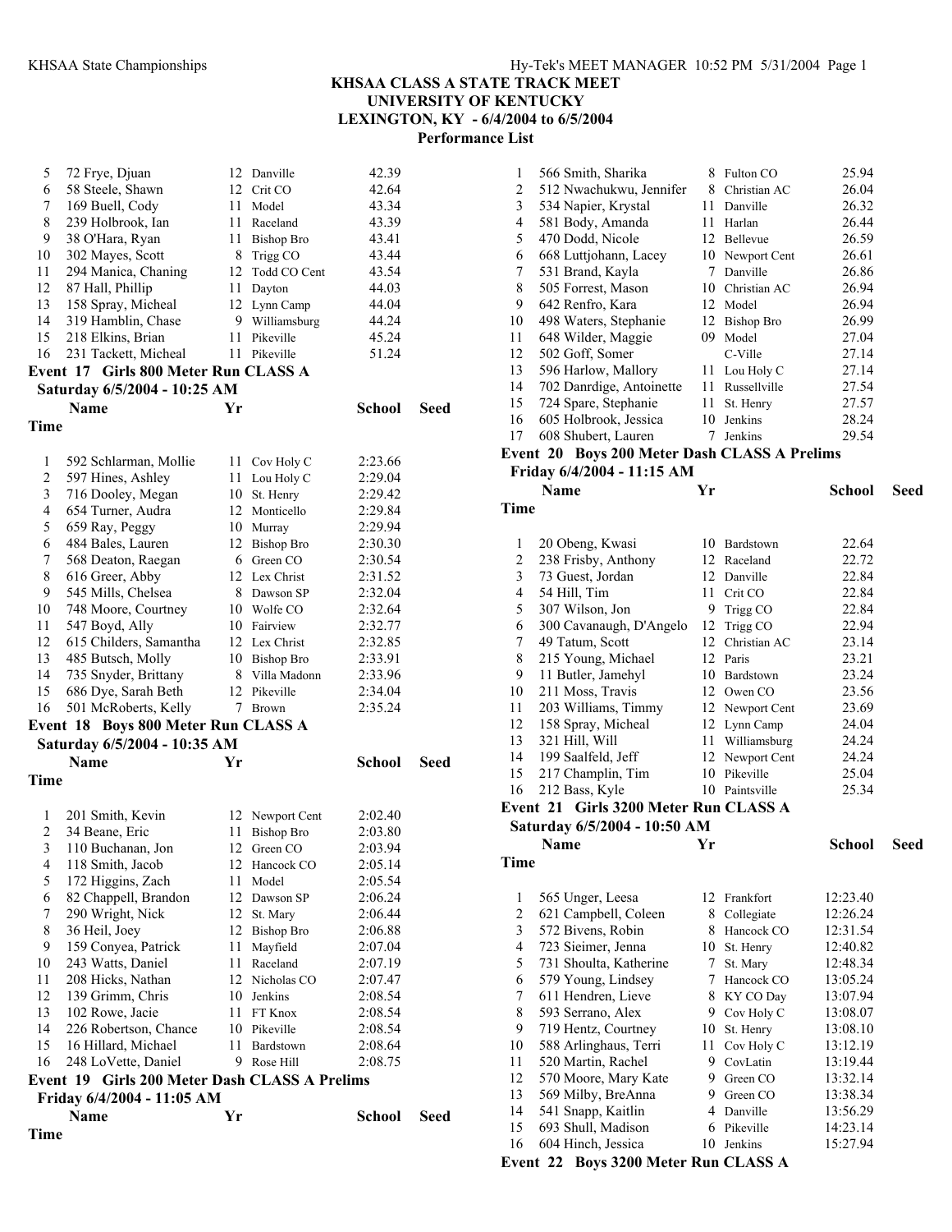KHSAA CLASS A STATE TRACK MEET
UNIVERSITY OF KENTUCKY
LEXINGTON, KY - 6/4/2004 to 6/5/2004
Performance List

| | Name | Yr | School | Seed Time |
|---|---|---|---|---|
| 5 | 72 Frye, Djuan | 12 | Danville | 42.39 |
| 6 | 58 Steele, Shawn | 12 | Crit CO | 42.64 |
| 7 | 169 Buell, Cody | 11 | Model | 43.34 |
| 8 | 239 Holbrook, Ian | 11 | Raceland | 43.39 |
| 9 | 38 O'Hara, Ryan | 11 | Bishop Bro | 43.41 |
| 10 | 302 Mayes, Scott | 8 | Trigg CO | 43.44 |
| 11 | 294 Manica, Chaning | 12 | Todd CO Cent | 43.54 |
| 12 | 87 Hall, Phillip | 11 | Dayton | 44.03 |
| 13 | 158 Spray, Micheal | 12 | Lynn Camp | 44.04 |
| 14 | 319 Hamblin, Chase | 9 | Williamsburg | 44.24 |
| 15 | 218 Elkins, Brian | 11 | Pikeville | 45.24 |
| 16 | 231 Tackett, Micheal | 11 | Pikeville | 51.24 |

**Event 17 Girls 800 Meter Run CLASS A**
**Saturday 6/5/2004 - 10:25 AM**

| | Name | Yr | School | Seed Time |
|---|---|---|---|---|
| 1 | 592 Schlarman, Mollie | 11 | Cov Holy C | 2:23.66 |
| 2 | 597 Hines, Ashley | 11 | Lou Holy C | 2:29.04 |
| 3 | 716 Dooley, Megan | 10 | St. Henry | 2:29.42 |
| 4 | 654 Turner, Audra | 12 | Monticello | 2:29.84 |
| 5 | 659 Ray, Peggy | 10 | Murray | 2:29.94 |
| 6 | 484 Bales, Lauren | 12 | Bishop Bro | 2:30.30 |
| 7 | 568 Deaton, Raegan | 6 | Green CO | 2:30.54 |
| 8 | 616 Greer, Abby | 12 | Lex Christ | 2:31.52 |
| 9 | 545 Mills, Chelsea | 8 | Dawson SP | 2:32.04 |
| 10 | 748 Moore, Courtney | 10 | Wolfe CO | 2:32.64 |
| 11 | 547 Boyd, Ally | 10 | Fairview | 2:32.77 |
| 12 | 615 Childers, Samantha | 12 | Lex Christ | 2:32.85 |
| 13 | 485 Butsch, Molly | 10 | Bishop Bro | 2:33.91 |
| 14 | 735 Snyder, Brittany | 8 | Villa Madonn | 2:33.96 |
| 15 | 686 Dye, Sarah Beth | 12 | Pikeville | 2:34.04 |
| 16 | 501 McRoberts, Kelly | 7 | Brown | 2:35.24 |

**Event 18 Boys 800 Meter Run CLASS A**
**Saturday 6/5/2004 - 10:35 AM**

| | Name | Yr | School | Seed Time |
|---|---|---|---|---|
| 1 | 201 Smith, Kevin | 12 | Newport Cent | 2:02.40 |
| 2 | 34 Beane, Eric | 11 | Bishop Bro | 2:03.80 |
| 3 | 110 Buchanan, Jon | 12 | Green CO | 2:03.94 |
| 4 | 118 Smith, Jacob | 12 | Hancock CO | 2:05.14 |
| 5 | 172 Higgins, Zach | 11 | Model | 2:05.54 |
| 6 | 82 Chappell, Brandon | 12 | Dawson SP | 2:06.24 |
| 7 | 290 Wright, Nick | 12 | St. Mary | 2:06.44 |
| 8 | 36 Heil, Joey | 12 | Bishop Bro | 2:06.88 |
| 9 | 159 Conyea, Patrick | 11 | Mayfield | 2:07.04 |
| 10 | 243 Watts, Daniel | 11 | Raceland | 2:07.19 |
| 11 | 208 Hicks, Nathan | 12 | Nicholas CO | 2:07.47 |
| 12 | 139 Grimm, Chris | 10 | Jenkins | 2:08.54 |
| 13 | 102 Rowe, Jacie | 11 | FT Knox | 2:08.54 |
| 14 | 226 Robertson, Chance | 10 | Pikeville | 2:08.54 |
| 15 | 16 Hillard, Michael | 11 | Bardstown | 2:08.64 |
| 16 | 248 LoVette, Daniel | 9 | Rose Hill | 2:08.75 |

**Event 19 Girls 200 Meter Dash CLASS A Prelims**
**Friday 6/4/2004 - 11:05 AM**

| | Name | Yr | School | Seed Time |
|---|---|---|---|---|
| 1 | 566 Smith, Sharika | 8 | Fulton CO | 25.94 |
| 2 | 512 Nwachukwu, Jennifer | 8 | Christian AC | 26.04 |
| 3 | 534 Napier, Krystal | 11 | Danville | 26.32 |
| 4 | 581 Body, Amanda | 11 | Harlan | 26.44 |
| 5 | 470 Dodd, Nicole | 12 | Bellevue | 26.59 |
| 6 | 668 Luttjohann, Lacey | 10 | Newport Cent | 26.61 |
| 7 | 531 Brand, Kayla | 7 | Danville | 26.86 |
| 8 | 505 Forrest, Mason | 10 | Christian AC | 26.94 |
| 9 | 642 Renfro, Kara | 12 | Model | 26.94 |
| 10 | 498 Waters, Stephanie | 12 | Bishop Bro | 26.99 |
| 11 | 648 Wilder, Maggie | 09 | Model | 27.04 |
| 12 | 502 Goff, Somer | | C-Ville | 27.14 |
| 13 | 596 Harlow, Mallory | 11 | Lou Holy C | 27.14 |
| 14 | 702 Danrdige, Antoinette | 11 | Russellville | 27.54 |
| 15 | 724 Spare, Stephanie | 11 | St. Henry | 27.57 |
| 16 | 605 Holbrook, Jessica | 10 | Jenkins | 28.24 |
| 17 | 608 Shubert, Lauren | 7 | Jenkins | 29.54 |

**Event 20 Boys 200 Meter Dash CLASS A Prelims**
**Friday 6/4/2004 - 11:15 AM**

| | Name | Yr | School | Seed Time |
|---|---|---|---|---|
| 1 | 20 Obeng, Kwasi | 10 | Bardstown | 22.64 |
| 2 | 238 Frisby, Anthony | 12 | Raceland | 22.72 |
| 3 | 73 Guest, Jordan | 12 | Danville | 22.84 |
| 4 | 54 Hill, Tim | 11 | Crit CO | 22.84 |
| 5 | 307 Wilson, Jon | 9 | Trigg CO | 22.84 |
| 6 | 300 Cavanaugh, D'Angelo | 12 | Trigg CO | 22.94 |
| 7 | 49 Tatum, Scott | 12 | Christian AC | 23.14 |
| 8 | 215 Young, Michael | 12 | Paris | 23.21 |
| 9 | 11 Butler, Jamehyl | 10 | Bardstown | 23.24 |
| 10 | 211 Moss, Travis | 12 | Owen CO | 23.56 |
| 11 | 203 Williams, Timmy | 12 | Newport Cent | 23.69 |
| 12 | 158 Spray, Micheal | 12 | Lynn Camp | 24.04 |
| 13 | 321 Hill, Will | 11 | Williamsburg | 24.24 |
| 14 | 199 Saalfeld, Jeff | 12 | Newport Cent | 24.24 |
| 15 | 217 Champlin, Tim | 10 | Pikeville | 25.04 |
| 16 | 212 Bass, Kyle | 10 | Paintsville | 25.34 |

**Event 21 Girls 3200 Meter Run CLASS A**
**Saturday 6/5/2004 - 10:50 AM**

| | Name | Yr | School | Seed Time |
|---|---|---|---|---|
| 1 | 565 Unger, Leesa | 12 | Frankfort | 12:23.40 |
| 2 | 621 Campbell, Coleen | 8 | Collegiate | 12:26.24 |
| 3 | 572 Bivens, Robin | 8 | Hancock CO | 12:31.54 |
| 4 | 723 Sieimer, Jenna | 10 | St. Henry | 12:40.82 |
| 5 | 731 Shoulta, Katherine | 7 | St. Mary | 12:48.34 |
| 6 | 579 Young, Lindsey | 7 | Hancock CO | 13:05.24 |
| 7 | 611 Hendren, Lieve | 8 | KY CO Day | 13:07.94 |
| 8 | 593 Serrano, Alex | 9 | Cov Holy C | 13:08.07 |
| 9 | 719 Hentz, Courtney | 10 | St. Henry | 13:08.10 |
| 10 | 588 Arlinghaus, Terri | 11 | Cov Holy C | 13:12.19 |
| 11 | 520 Martin, Rachel | 9 | CovLatin | 13:19.44 |
| 12 | 570 Moore, Mary Kate | 9 | Green CO | 13:32.14 |
| 13 | 569 Milby, BreAnna | 9 | Green CO | 13:38.34 |
| 14 | 541 Snapp, Kaitlin | 4 | Danville | 13:56.29 |
| 15 | 693 Shull, Madison | 6 | Pikeville | 14:23.14 |
| 16 | 604 Hinch, Jessica | 10 | Jenkins | 15:27.94 |

**Event 22 Boys 3200 Meter Run CLASS A**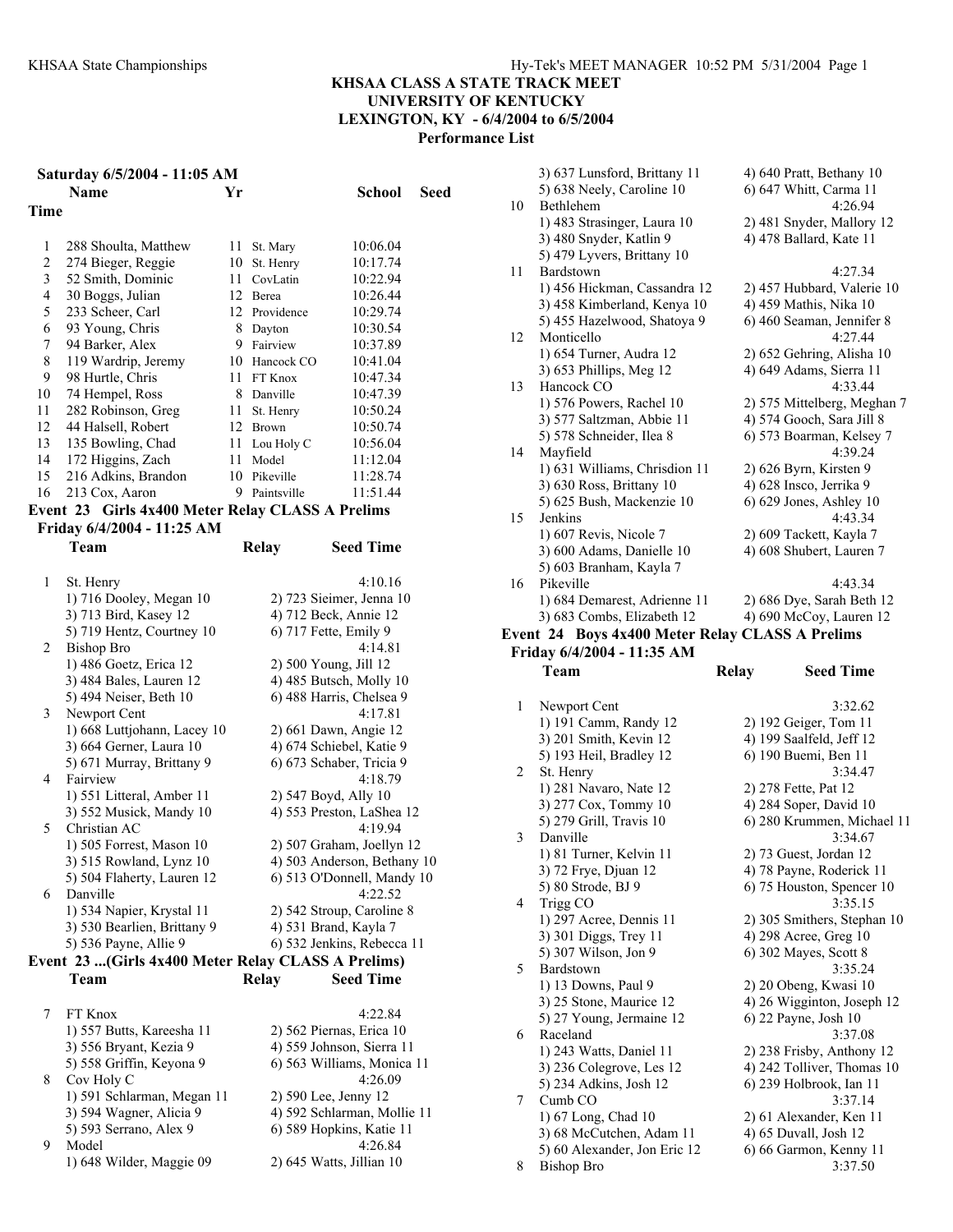# KHSAA CLASS A STATE TRACK MEET
## UNIVERSITY OF KENTUCKY
## LEXINGTON, KY - 6/4/2004 to 6/5/2004
### Performance List

**Saturday 6/5/2004 - 11:05 AM**

| | Name | Yr | School | Seed Time |
|---|---|---|---|---|
| 1 | 288 Shoulta, Matthew | 11 | St. Mary | 10:06.04 |
| 2 | 274 Bieger, Reggie | 10 | St. Henry | 10:17.74 |
| 3 | 52 Smith, Dominic | 11 | CovLatin | 10:22.94 |
| 4 | 30 Boggs, Julian | 12 | Berea | 10:26.44 |
| 5 | 233 Scheer, Carl | 12 | Providence | 10:29.74 |
| 6 | 93 Young, Chris | 8 | Dayton | 10:30.54 |
| 7 | 94 Barker, Alex | 9 | Fairview | 10:37.89 |
| 8 | 119 Wardrip, Jeremy | 10 | Hancock CO | 10:41.04 |
| 9 | 98 Hurtle, Chris | 11 | FT Knox | 10:47.34 |
| 10 | 74 Hempel, Ross | 8 | Danville | 10:47.39 |
| 11 | 282 Robinson, Greg | 11 | St. Henry | 10:50.24 |
| 12 | 44 Halsell, Robert | 12 | Brown | 10:50.74 |
| 13 | 135 Bowling, Chad | 11 | Lou Holy C | 10:56.04 |
| 14 | 172 Higgins, Zach | 11 | Model | 11:12.04 |
| 15 | 216 Adkins, Brandon | 10 | Pikeville | 11:28.74 |
| 16 | 213 Cox, Aaron | 9 | Paintsville | 11:51.44 |

### Event 23 Girls 4x400 Meter Relay CLASS A Prelims

**Friday 6/4/2004 - 11:25 AM**

| | Team | Relay | Seed Time |
|---|---|---|---|
| 1 | St. Henry | | 4:10.16 |
| | 1) 716 Dooley, Megan 10 | 2) 723 Sieimer, Jenna 10 | |
| | 3) 713 Bird, Kasey 12 | 4) 712 Beck, Annie 12 | |
| | 5) 719 Hentz, Courtney 10 | 6) 717 Fette, Emily 9 | |
| 2 | Bishop Bro | | 4:14.81 |
| | 1) 486 Goetz, Erica 12 | 2) 500 Young, Jill 12 | |
| | 3) 484 Bales, Lauren 12 | 4) 485 Butsch, Molly 10 | |
| | 5) 494 Neiser, Beth 10 | 6) 488 Harris, Chelsea 9 | |
| 3 | Newport Cent | | 4:17.81 |
| | 1) 668 Luttjohann, Lacey 10 | 2) 661 Dawn, Angie 12 | |
| | 3) 664 Gerner, Laura 10 | 4) 674 Schiebel, Katie 9 | |
| | 5) 671 Murray, Brittany 9 | 6) 673 Schaber, Tricia 9 | |
| 4 | Fairview | | 4:18.79 |
| | 1) 551 Litteral, Amber 11 | 2) 547 Boyd, Ally 10 | |
| | 3) 552 Musick, Mandy 10 | 4) 553 Preston, LaShea 12 | |
| 5 | Christian AC | | 4:19.94 |
| | 1) 505 Forrest, Mason 10 | 2) 507 Graham, Joellyn 12 | |
| | 3) 515 Rowland, Lynz 10 | 4) 503 Anderson, Bethany 10 | |
| | 5) 504 Flaherty, Lauren 12 | 6) 513 O'Donnell, Mandy 10 | |
| 6 | Danville | | 4:22.52 |
| | 1) 534 Napier, Krystal 11 | 2) 542 Stroup, Caroline 8 | |
| | 3) 530 Bearlien, Brittany 9 | 4) 531 Brand, Kayla 7 | |
| | 5) 536 Payne, Allie 9 | 6) 532 Jenkins, Rebecca 11 | |

### Event 23 ...(Girls 4x400 Meter Relay CLASS A Prelims)

| | Team | Relay | Seed Time |
|---|---|---|---|
| 7 | FT Knox | | 4:22.84 |
| | 1) 557 Butts, Kareesha 11 | 2) 562 Piernas, Erica 10 | |
| | 3) 556 Bryant, Kezia 9 | 4) 559 Johnson, Sierra 11 | |
| | 5) 558 Griffin, Keyona 9 | 6) 563 Williams, Monica 11 | |
| 8 | Cov Holy C | | 4:26.09 |
| | 1) 591 Schlarman, Megan 11 | 2) 590 Lee, Jenny 12 | |
| | 3) 594 Wagner, Alicia 9 | 4) 592 Schlarman, Mollie 11 | |
| | 5) 593 Serrano, Alex 9 | 6) 589 Hopkins, Katie 11 | |
| 9 | Model | | 4:26.84 |
| | 1) 648 Wilder, Maggie 09 | 2) 645 Watts, Jillian 10 | |
| | 3) 637 Lunsford, Brittany 11 | 4) 640 Pratt, Bethany 10 | |
| | 5) 638 Neely, Caroline 10 | 6) 647 Whitt, Carma 11 | |
| 10 | Bethlehem | | 4:26.94 |
| | 1) 483 Strasinger, Laura 10 | 2) 481 Snyder, Mallory 12 | |
| | 3) 480 Snyder, Katlin 9 | 4) 478 Ballard, Kate 11 | |
| | 5) 479 Lyvers, Brittany 10 | | |
| 11 | Bardstown | | 4:27.34 |
| | 1) 456 Hickman, Cassandra 12 | 2) 457 Hubbard, Valerie 10 | |
| | 3) 458 Kimberland, Kenya 10 | 4) 459 Mathis, Nika 10 | |
| | 5) 455 Hazelwood, Shatoya 9 | 6) 460 Seaman, Jennifer 8 | |
| 12 | Monticello | | 4:27.44 |
| | 1) 654 Turner, Audra 12 | 2) 652 Gehring, Alisha 10 | |
| | 3) 653 Phillips, Meg 12 | 4) 649 Adams, Sierra 11 | |
| 13 | Hancock CO | | 4:33.44 |
| | 1) 576 Powers, Rachel 10 | 2) 575 Mittelberg, Meghan 7 | |
| | 3) 577 Saltzman, Abbie 11 | 4) 574 Gooch, Sara Jill 8 | |
| | 5) 578 Schneider, Ilea 8 | 6) 573 Boarman, Kelsey 7 | |
| 14 | Mayfield | | 4:39.24 |
| | 1) 631 Williams, Chrisdion 11 | 2) 626 Byrn, Kirsten 9 | |
| | 3) 630 Ross, Brittany 10 | 4) 628 Insco, Jerrika 9 | |
| | 5) 625 Bush, Mackenzie 10 | 6) 629 Jones, Ashley 10 | |
| 15 | Jenkins | | 4:43.34 |
| | 1) 607 Revis, Nicole 7 | 2) 609 Tackett, Kayla 7 | |
| | 3) 600 Adams, Danielle 10 | 4) 608 Shubert, Lauren 7 | |
| | 5) 603 Branham, Kayla 7 | | |
| 16 | Pikeville | | 4:43.34 |
| | 1) 684 Demarest, Adrienne 11 | 2) 686 Dye, Sarah Beth 12 | |
| | 3) 683 Combs, Elizabeth 12 | 4) 690 McCoy, Lauren 12 | |

### Event 24 Boys 4x400 Meter Relay CLASS A Prelims

**Friday 6/4/2004 - 11:35 AM**

| | Team | Relay | Seed Time |
|---|---|---|---|
| 1 | Newport Cent | | 3:32.62 |
| | 1) 191 Camm, Randy 12 | 2) 192 Geiger, Tom 11 | |
| | 3) 201 Smith, Kevin 12 | 4) 199 Saalfeld, Jeff 12 | |
| | 5) 193 Heil, Bradley 12 | 6) 190 Buemi, Ben 11 | |
| 2 | St. Henry | | 3:34.47 |
| | 1) 281 Navaro, Nate 12 | 2) 278 Fette, Pat 12 | |
| | 3) 277 Cox, Tommy 10 | 4) 284 Soper, David 10 | |
| | 5) 279 Grill, Travis 10 | 6) 280 Krummen, Michael 11 | |
| 3 | Danville | | 3:34.67 |
| | 1) 81 Turner, Kelvin 11 | 2) 73 Guest, Jordan 12 | |
| | 3) 72 Frye, Djuan 12 | 4) 78 Payne, Roderick 11 | |
| | 5) 80 Strode, BJ 9 | 6) 75 Houston, Spencer 10 | |
| 4 | Trigg CO | | 3:35.15 |
| | 1) 297 Acree, Dennis 11 | 2) 305 Smithers, Stephan 10 | |
| | 3) 301 Diggs, Trey 11 | 4) 298 Acree, Greg 10 | |
| | 5) 307 Wilson, Jon 9 | 6) 302 Mayes, Scott 8 | |
| 5 | Bardstown | | 3:35.24 |
| | 1) 13 Downs, Paul 9 | 2) 20 Obeng, Kwasi 10 | |
| | 3) 25 Stone, Maurice 12 | 4) 26 Wigginton, Joseph 12 | |
| | 5) 27 Young, Jermaine 12 | 6) 22 Payne, Josh 10 | |
| 6 | Raceland | | 3:37.08 |
| | 1) 243 Watts, Daniel 11 | 2) 238 Frisby, Anthony 12 | |
| | 3) 236 Colegrove, Les 12 | 4) 242 Tolliver, Thomas 10 | |
| | 5) 234 Adkins, Josh 12 | 6) 239 Holbrook, Ian 11 | |
| 7 | Cumb CO | | 3:37.14 |
| | 1) 67 Long, Chad 10 | 2) 61 Alexander, Ken 11 | |
| | 3) 68 McCutchen, Adam 11 | 4) 65 Duvall, Josh 12 | |
| | 5) 60 Alexander, Jon Eric 12 | 6) 66 Garmon, Kenny 11 | |
| 8 | Bishop Bro | | 3:37.50 |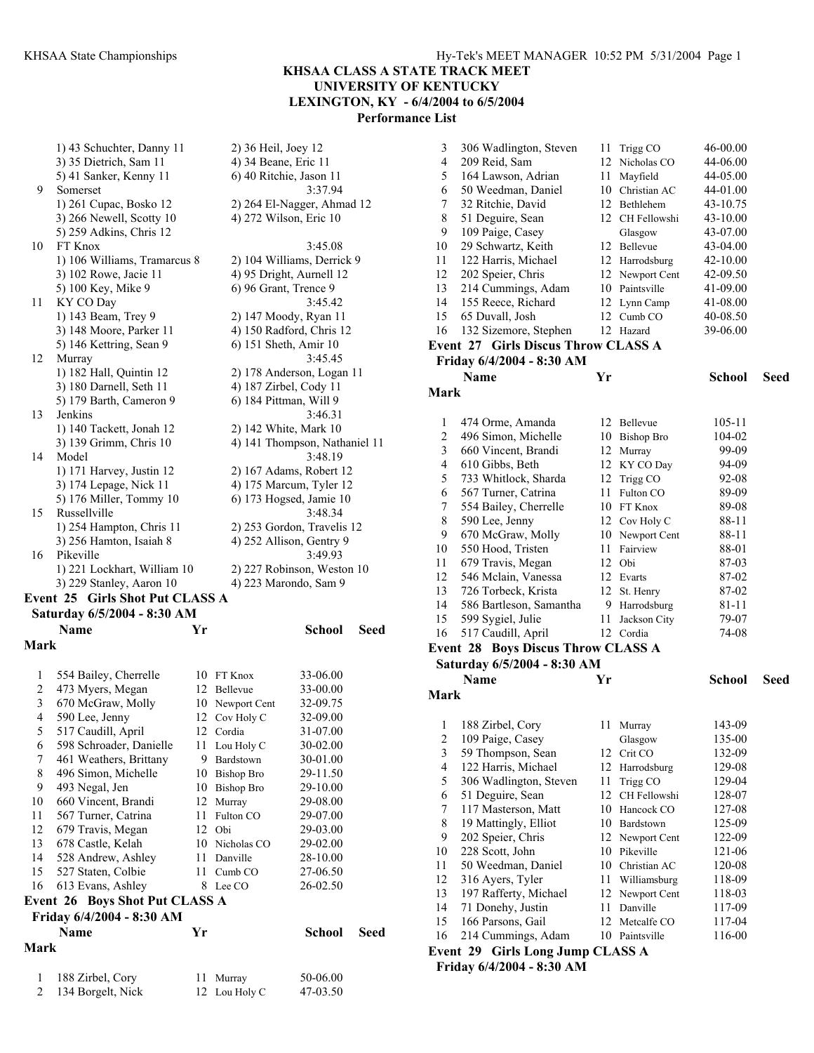1) 43 Schuchter, Danny 11 | 2) 36 Heil, Joey 12
3) 35 Dietrich, Sam 11 | 4) 34 Beane, Eric 11
5) 41 Sanker, Kenny 11 | 6) 40 Ritchie, Jason 11

| | Team | | Seed Mark |
|---|---|---|---|
| 9 | Somerset | | 3:37.94 |
| | 1) 261 Cupac, Bosko 12 | 2) 264 El-Nagger, Ahmad 12 | |
| | 3) 266 Newell, Scotty 10 | 4) 272 Wilson, Eric 10 | |
| | 5) 259 Adkins, Chris 12 | | |
| 10 | FT Knox | | 3:45.08 |
| | 1) 106 Williams, Tramarcus 8 | 2) 104 Williams, Derrick 9 | |
| | 3) 102 Rowe, Jacie 11 | 4) 95 Dright, Aurnell 12 | |
| | 5) 100 Key, Mike 9 | 6) 96 Grant, Trence 9 | |
| 11 | KY CO Day | | 3:45.42 |
| | 1) 143 Beam, Trey 9 | 2) 147 Moody, Ryan 11 | |
| | 3) 148 Moore, Parker 11 | 4) 150 Radford, Chris 12 | |
| | 5) 146 Kettring, Sean 9 | 6) 151 Sheth, Amir 10 | |
| 12 | Murray | | 3:45.45 |
| | 1) 182 Hall, Quintin 12 | 2) 178 Anderson, Logan 11 | |
| | 3) 180 Darnell, Seth 11 | 4) 187 Zirbel, Cody 11 | |
| | 5) 179 Barth, Cameron 9 | 6) 184 Pittman, Will 9 | |
| 13 | Jenkins | | 3:46.31 |
| | 1) 140 Tackett, Jonah 12 | 2) 142 White, Mark 10 | |
| | 3) 139 Grimm, Chris 10 | 4) 141 Thompson, Nathaniel 11 | |
| 14 | Model | | 3:48.19 |
| | 1) 171 Harvey, Justin 12 | 2) 167 Adams, Robert 12 | |
| | 3) 174 Lepage, Nick 11 | 4) 175 Marcum, Tyler 12 | |
| | 5) 176 Miller, Tommy 10 | 6) 173 Hogsed, Jamie 10 | |
| 15 | Russellville | | 3:48.34 |
| | 1) 254 Hampton, Chris 11 | 2) 253 Gordon, Travelis 12 | |
| | 3) 256 Hamton, Isaiah 8 | 4) 252 Allison, Gentry 9 | |
| 16 | Pikeville | | 3:49.93 |
| | 1) 221 Lockhart, William 10 | 2) 227 Robinson, Weston 10 | |
| | 3) 229 Stanley, Aaron 10 | 4) 223 Marondo, Sam 9 | |

## Event 25 Girls Shot Put CLASS A

**Saturday 6/5/2004 - 8:30 AM**

| | Name | Yr | School | Seed Mark |
|---|---|---|---|---|
| 1 | 554 Bailey, Cherrelle | 10 | FT Knox | 33-06.00 |
| 2 | 473 Myers, Megan | 12 | Bellevue | 33-00.00 |
| 3 | 670 McGraw, Molly | 10 | Newport Cent | 32-09.75 |
| 4 | 590 Lee, Jenny | 12 | Cov Holy C | 32-09.00 |
| 5 | 517 Caudill, April | 12 | Cordia | 31-07.00 |
| 6 | 598 Schroader, Danielle | 11 | Lou Holy C | 30-02.00 |
| 7 | 461 Weathers, Brittany | 9 | Bardstown | 30-01.00 |
| 8 | 496 Simon, Michelle | 10 | Bishop Bro | 29-11.50 |
| 9 | 493 Negal, Jen | 10 | Bishop Bro | 29-10.00 |
| 10 | 660 Vincent, Brandi | 12 | Murray | 29-08.00 |
| 11 | 567 Turner, Catrina | 11 | Fulton CO | 29-07.00 |
| 12 | 679 Travis, Megan | 12 | Obi | 29-03.00 |
| 13 | 678 Castle, Kelah | 10 | Nicholas CO | 29-02.00 |
| 14 | 528 Andrew, Ashley | 11 | Danville | 28-10.00 |
| 15 | 527 Staten, Colbie | 11 | Cumb CO | 27-06.50 |
| 16 | 613 Evans, Ashley | 8 | Lee CO | 26-02.50 |

## Event 26 Boys Shot Put CLASS A

**Friday 6/4/2004 - 8:30 AM**

| | Name | Yr | School | Seed Mark |
|---|---|---|---|---|
| 1 | 188 Zirbel, Cory | 11 | Murray | 50-06.00 |
| 2 | 134 Borgelt, Nick | 12 | Lou Holy C | 47-03.50 |
| 3 | 306 Wadlington, Steven | 11 | Trigg CO | 46-00.00 |
| 4 | 209 Reid, Sam | 12 | Nicholas CO | 44-06.00 |
| 5 | 164 Lawson, Adrian | 11 | Mayfield | 44-05.00 |
| 6 | 50 Weedman, Daniel | 10 | Christian AC | 44-01.00 |
| 7 | 32 Ritchie, David | 12 | Bethlehem | 43-10.75 |
| 8 | 51 Deguire, Sean | 12 | CH Fellowshi | 43-10.00 |
| 9 | 109 Paige, Casey | | Glasgow | 43-07.00 |
| 10 | 29 Schwartz, Keith | 12 | Bellevue | 43-04.00 |
| 11 | 122 Harris, Michael | 12 | Harrodsburg | 42-10.00 |
| 12 | 202 Speier, Chris | 12 | Newport Cent | 42-09.50 |
| 13 | 214 Cummings, Adam | 10 | Paintsville | 41-09.00 |
| 14 | 155 Reece, Richard | 12 | Lynn Camp | 41-08.00 |
| 15 | 65 Duvall, Josh | 12 | Cumb CO | 40-08.50 |
| 16 | 132 Sizemore, Stephen | 12 | Hazard | 39-06.00 |

## Event 27 Girls Discus Throw CLASS A

**Friday 6/4/2004 - 8:30 AM**

| | Name | Yr | School | Seed Mark |
|---|---|---|---|---|
| 1 | 474 Orme, Amanda | 12 | Bellevue | 105-11 |
| 2 | 496 Simon, Michelle | 10 | Bishop Bro | 104-02 |
| 3 | 660 Vincent, Brandi | 12 | Murray | 99-09 |
| 4 | 610 Gibbs, Beth | 12 | KY CO Day | 94-09 |
| 5 | 733 Whitlock, Sharda | 12 | Trigg CO | 92-08 |
| 6 | 567 Turner, Catrina | 11 | Fulton CO | 89-09 |
| 7 | 554 Bailey, Cherrelle | 10 | FT Knox | 89-08 |
| 8 | 590 Lee, Jenny | 12 | Cov Holy C | 88-11 |
| 9 | 670 McGraw, Molly | 10 | Newport Cent | 88-11 |
| 10 | 550 Hood, Tristen | 11 | Fairview | 88-01 |
| 11 | 679 Travis, Megan | 12 | Obi | 87-03 |
| 12 | 546 Mclain, Vanessa | 12 | Evarts | 87-02 |
| 13 | 726 Torbeck, Krista | 12 | St. Henry | 87-02 |
| 14 | 586 Bartleson, Samantha | 9 | Harrodsburg | 81-11 |
| 15 | 599 Sygiel, Julie | 11 | Jackson City | 79-07 |
| 16 | 517 Caudill, April | 12 | Cordia | 74-08 |

## Event 28 Boys Discus Throw CLASS A

**Saturday 6/5/2004 - 8:30 AM**

| | Name | Yr | School | Seed Mark |
|---|---|---|---|---|
| 1 | 188 Zirbel, Cory | 11 | Murray | 143-09 |
| 2 | 109 Paige, Casey | | Glasgow | 135-00 |
| 3 | 59 Thompson, Sean | 12 | Crit CO | 132-09 |
| 4 | 122 Harris, Michael | 12 | Harrodsburg | 129-08 |
| 5 | 306 Wadlington, Steven | 11 | Trigg CO | 129-04 |
| 6 | 51 Deguire, Sean | 12 | CH Fellowshi | 128-07 |
| 7 | 117 Masterson, Matt | 10 | Hancock CO | 127-08 |
| 8 | 19 Mattingly, Elliot | 10 | Bardstown | 125-09 |
| 9 | 202 Speier, Chris | 12 | Newport Cent | 122-09 |
| 10 | 228 Scott, John | 10 | Pikeville | 121-06 |
| 11 | 50 Weedman, Daniel | 10 | Christian AC | 120-08 |
| 12 | 316 Ayers, Tyler | 11 | Williamsburg | 118-09 |
| 13 | 197 Rafferty, Michael | 12 | Newport Cent | 118-03 |
| 14 | 71 Donehy, Justin | 11 | Danville | 117-09 |
| 15 | 166 Parsons, Gail | 12 | Metcalfe CO | 117-04 |
| 16 | 214 Cummings, Adam | 10 | Paintsville | 116-00 |

## Event 29 Girls Long Jump CLASS A

**Friday 6/4/2004 - 8:30 AM**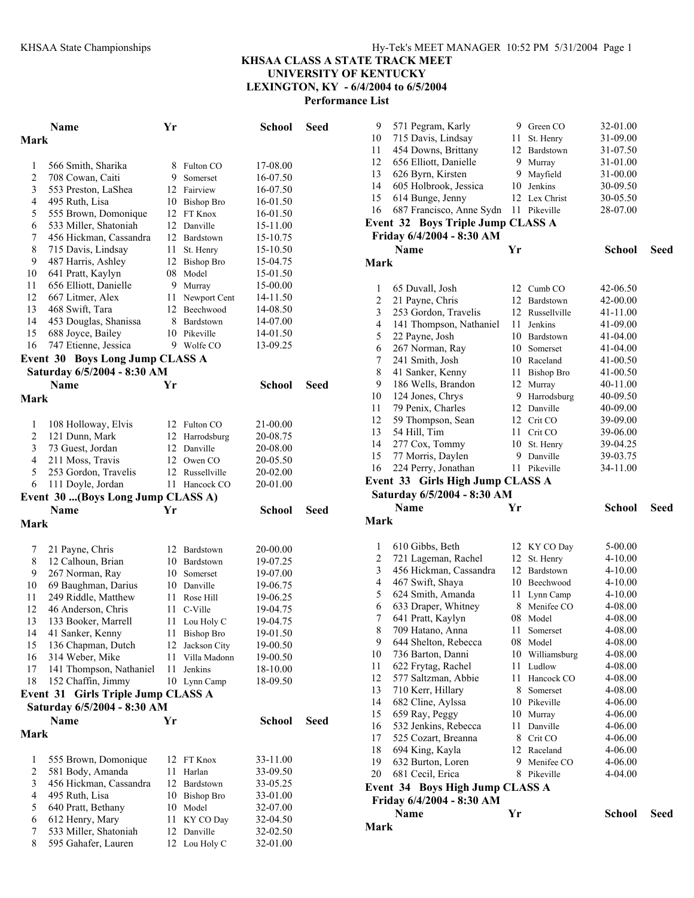# KHSAA CLASS A STATE TRACK MEET
## UNIVERSITY OF KENTUCKY
## LEXINGTON, KY - 6/4/2004 to 6/5/2004
### Performance List

| | Name | Yr | School | Seed Mark |
|---|---|---|---|---|
| 1 | 566 Smith, Sharika | 8 | Fulton CO | 17-08.00 |
| 2 | 708 Cowan, Caiti | 9 | Somerset | 16-07.50 |
| 3 | 553 Preston, LaShea | 12 | Fairview | 16-07.50 |
| 4 | 495 Ruth, Lisa | 10 | Bishop Bro | 16-01.50 |
| 5 | 555 Brown, Domonique | 12 | FT Knox | 16-01.50 |
| 6 | 533 Miller, Shatoniah | 12 | Danville | 15-11.00 |
| 7 | 456 Hickman, Cassandra | 12 | Bardstown | 15-10.75 |
| 8 | 715 Davis, Lindsay | 11 | St. Henry | 15-10.50 |
| 9 | 487 Harris, Ashley | 12 | Bishop Bro | 15-04.75 |
| 10 | 641 Pratt, Kaylyn | 08 | Model | 15-01.50 |
| 11 | 656 Elliott, Danielle | 9 | Murray | 15-00.00 |
| 12 | 667 Litmer, Alex | 11 | Newport Cent | 14-11.50 |
| 13 | 468 Swift, Tara | 12 | Beechwood | 14-08.50 |
| 14 | 453 Douglas, Shanissa | 8 | Bardstown | 14-07.00 |
| 15 | 688 Joyce, Bailey | 10 | Pikeville | 14-01.50 |
| 16 | 747 Etienne, Jessica | 9 | Wolfe CO | 13-09.25 |

**Event 30 Boys Long Jump CLASS A**
**Saturday 6/5/2004 - 8:30 AM**

| | Name | Yr | School | Seed Mark |
|---|---|---|---|---|
| 1 | 108 Holloway, Elvis | 12 | Fulton CO | 21-00.00 |
| 2 | 121 Dunn, Mark | 12 | Harrodsburg | 20-08.75 |
| 3 | 73 Guest, Jordan | 12 | Danville | 20-08.00 |
| 4 | 211 Moss, Travis | 12 | Owen CO | 20-05.50 |
| 5 | 253 Gordon, Travelis | 12 | Russellville | 20-02.00 |
| 6 | 111 Doyle, Jordan | 11 | Hancock CO | 20-01.00 |

**Event 30 ...(Boys Long Jump CLASS A)**

| | Name | Yr | School | Seed Mark |
|---|---|---|---|---|
| 7 | 21 Payne, Chris | 12 | Bardstown | 20-00.00 |
| 8 | 12 Calhoun, Brian | 10 | Bardstown | 19-07.25 |
| 9 | 267 Norman, Ray | 10 | Somerset | 19-07.00 |
| 10 | 69 Baughman, Darius | 10 | Danville | 19-06.75 |
| 11 | 249 Riddle, Matthew | 11 | Rose Hill | 19-06.25 |
| 12 | 46 Anderson, Chris | 11 | C-Ville | 19-04.75 |
| 13 | 133 Booker, Marrell | 11 | Lou Holy C | 19-04.75 |
| 14 | 41 Sanker, Kenny | 11 | Bishop Bro | 19-01.50 |
| 15 | 136 Chapman, Dutch | 12 | Jackson City | 19-00.50 |
| 16 | 314 Weber, Mike | 11 | Villa Madonn | 19-00.50 |
| 17 | 141 Thompson, Nathaniel | 11 | Jenkins | 18-10.00 |
| 18 | 152 Chaffin, Jimmy | 10 | Lynn Camp | 18-09.50 |

**Event 31 Girls Triple Jump CLASS A**
**Saturday 6/5/2004 - 8:30 AM**

| | Name | Yr | School | Seed Mark |
|---|---|---|---|---|
| 1 | 555 Brown, Domonique | 12 | FT Knox | 33-11.00 |
| 2 | 581 Body, Amanda | 11 | Harlan | 33-09.50 |
| 3 | 456 Hickman, Cassandra | 12 | Bardstown | 33-05.25 |
| 4 | 495 Ruth, Lisa | 10 | Bishop Bro | 33-01.00 |
| 5 | 640 Pratt, Bethany | 10 | Model | 32-07.00 |
| 6 | 612 Henry, Mary | 11 | KY CO Day | 32-04.50 |
| 7 | 533 Miller, Shatoniah | 12 | Danville | 32-02.50 |
| 8 | 595 Gahafer, Lauren | 12 | Lou Holy C | 32-01.00 |
| 9 | 571 Pegram, Karly | 9 | Green CO | 32-01.00 |
| 10 | 715 Davis, Lindsay | 11 | St. Henry | 31-09.00 |
| 11 | 454 Downs, Brittany | 12 | Bardstown | 31-07.50 |
| 12 | 656 Elliott, Danielle | 9 | Murray | 31-01.00 |
| 13 | 626 Byrn, Kirsten | 9 | Mayfield | 31-00.00 |
| 14 | 605 Holbrook, Jessica | 10 | Jenkins | 30-09.50 |
| 15 | 614 Bunge, Jenny | 12 | Lex Christ | 30-05.50 |
| 16 | 687 Francisco, Anne Sydn | 11 | Pikeville | 28-07.00 |

**Event 32 Boys Triple Jump CLASS A**
**Friday 6/4/2004 - 8:30 AM**

| | Name | Yr | School | Seed Mark |
|---|---|---|---|---|
| 1 | 65 Duvall, Josh | 12 | Cumb CO | 42-06.50 |
| 2 | 21 Payne, Chris | 12 | Bardstown | 42-00.00 |
| 3 | 253 Gordon, Travelis | 12 | Russellville | 41-11.00 |
| 4 | 141 Thompson, Nathaniel | 11 | Jenkins | 41-09.00 |
| 5 | 22 Payne, Josh | 10 | Bardstown | 41-04.00 |
| 6 | 267 Norman, Ray | 10 | Somerset | 41-04.00 |
| 7 | 241 Smith, Josh | 10 | Raceland | 41-00.50 |
| 8 | 41 Sanker, Kenny | 11 | Bishop Bro | 41-00.50 |
| 9 | 186 Wells, Brandon | 12 | Murray | 40-11.00 |
| 10 | 124 Jones, Chrys | 9 | Harrodsburg | 40-09.50 |
| 11 | 79 Penix, Charles | 12 | Danville | 40-09.00 |
| 12 | 59 Thompson, Sean | 12 | Crit CO | 39-09.00 |
| 13 | 54 Hill, Tim | 11 | Crit CO | 39-06.00 |
| 14 | 277 Cox, Tommy | 10 | St. Henry | 39-04.25 |
| 15 | 77 Morris, Daylen | 9 | Danville | 39-03.75 |
| 16 | 224 Perry, Jonathan | 11 | Pikeville | 34-11.00 |

**Event 33 Girls High Jump CLASS A**
**Saturday 6/5/2004 - 8:30 AM**

| | Name | Yr | School | Seed Mark |
|---|---|---|---|---|
| 1 | 610 Gibbs, Beth | 12 | KY CO Day | 5-00.00 |
| 2 | 721 Lageman, Rachel | 12 | St. Henry | 4-10.00 |
| 3 | 456 Hickman, Cassandra | 12 | Bardstown | 4-10.00 |
| 4 | 467 Swift, Shaya | 10 | Beechwood | 4-10.00 |
| 5 | 624 Smith, Amanda | 11 | Lynn Camp | 4-10.00 |
| 6 | 633 Draper, Whitney | 8 | Menifee CO | 4-08.00 |
| 7 | 641 Pratt, Kaylyn | 08 | Model | 4-08.00 |
| 8 | 709 Hatano, Anna | 11 | Somerset | 4-08.00 |
| 9 | 644 Shelton, Rebecca | 08 | Model | 4-08.00 |
| 10 | 736 Barton, Danni | 10 | Williamsburg | 4-08.00 |
| 11 | 622 Frytag, Rachel | 11 | Ludlow | 4-08.00 |
| 12 | 577 Saltzman, Abbie | 11 | Hancock CO | 4-08.00 |
| 13 | 710 Kerr, Hillary | 8 | Somerset | 4-08.00 |
| 14 | 682 Cline, Aylssa | 10 | Pikeville | 4-06.00 |
| 15 | 659 Ray, Peggy | 10 | Murray | 4-06.00 |
| 16 | 532 Jenkins, Rebecca | 11 | Danville | 4-06.00 |
| 17 | 525 Cozart, Breanna | 8 | Crit CO | 4-06.00 |
| 18 | 694 King, Kayla | 12 | Raceland | 4-06.00 |
| 19 | 632 Burton, Loren | 9 | Menifee CO | 4-06.00 |
| 20 | 681 Cecil, Erica | 8 | Pikeville | 4-04.00 |

**Event 34 Boys High Jump CLASS A**
**Friday 6/4/2004 - 8:30 AM**

| | Name | Yr | School | Seed Mark |
|---|---|---|---|---|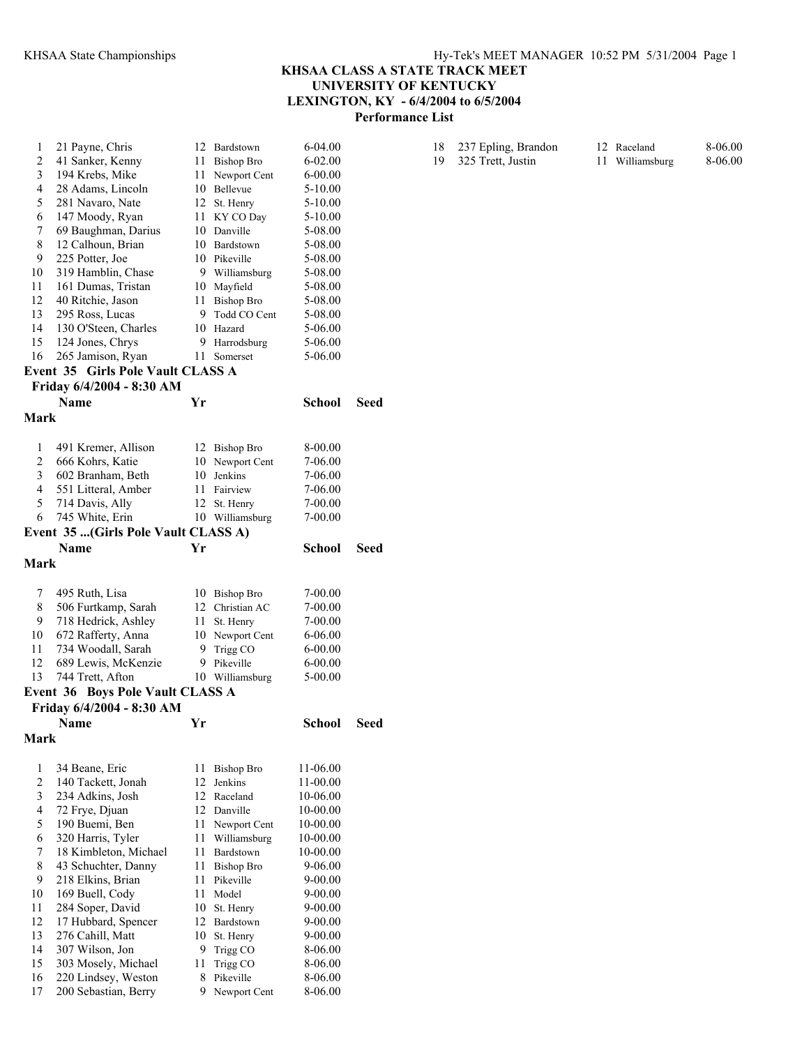# KHSAA CLASS A STATE TRACK MEET
## UNIVERSITY OF KENTUCKY
## LEXINGTON, KY - 6/4/2004 to 6/5/2004
## Performance List

| | | Yr | School | Seed Mark |
|---|---|---|---|---|
| 1 | 21 Payne, Chris | 12 | Bardstown | 6-04.00 |
| 2 | 41 Sanker, Kenny | 11 | Bishop Bro | 6-02.00 |
| 3 | 194 Krebs, Mike | 11 | Newport Cent | 6-00.00 |
| 4 | 28 Adams, Lincoln | 10 | Bellevue | 5-10.00 |
| 5 | 281 Navaro, Nate | 12 | St. Henry | 5-10.00 |
| 6 | 147 Moody, Ryan | 11 | KY CO Day | 5-10.00 |
| 7 | 69 Baughman, Darius | 10 | Danville | 5-08.00 |
| 8 | 12 Calhoun, Brian | 10 | Bardstown | 5-08.00 |
| 9 | 225 Potter, Joe | 10 | Pikeville | 5-08.00 |
| 10 | 319 Hamblin, Chase | 9 | Williamsburg | 5-08.00 |
| 11 | 161 Dumas, Tristan | 10 | Mayfield | 5-08.00 |
| 12 | 40 Ritchie, Jason | 11 | Bishop Bro | 5-08.00 |
| 13 | 295 Ross, Lucas | 9 | Todd CO Cent | 5-08.00 |
| 14 | 130 O'Steen, Charles | 10 | Hazard | 5-06.00 |
| 15 | 124 Jones, Chrys | 9 | Harrodsburg | 5-06.00 |
| 16 | 265 Jamison, Ryan | 11 | Somerset | 5-06.00 |

**Event 35 Girls Pole Vault CLASS A**

**Friday 6/4/2004 - 8:30 AM**

| | Name | Yr | School | Seed Mark |
|---|---|---|---|---|
| 1 | 491 Kremer, Allison | 12 | Bishop Bro | 8-00.00 |
| 2 | 666 Kohrs, Katie | 10 | Newport Cent | 7-06.00 |
| 3 | 602 Branham, Beth | 10 | Jenkins | 7-06.00 |
| 4 | 551 Litteral, Amber | 11 | Fairview | 7-06.00 |
| 5 | 714 Davis, Ally | 12 | St. Henry | 7-00.00 |
| 6 | 745 White, Erin | 10 | Williamsburg | 7-00.00 |
| 7 | 495 Ruth, Lisa | 10 | Bishop Bro | 7-00.00 |
| 8 | 506 Furtkamp, Sarah | 12 | Christian AC | 7-00.00 |
| 9 | 718 Hedrick, Ashley | 11 | St. Henry | 7-00.00 |
| 10 | 672 Rafferty, Anna | 10 | Newport Cent | 6-06.00 |
| 11 | 734 Woodall, Sarah | 9 | Trigg CO | 6-00.00 |
| 12 | 689 Lewis, McKenzie | 9 | Pikeville | 6-00.00 |
| 13 | 744 Trett, Afton | 10 | Williamsburg | 5-00.00 |

**Event 36 Boys Pole Vault CLASS A**

**Friday 6/4/2004 - 8:30 AM**

| | Name | Yr | School | Seed Mark |
|---|---|---|---|---|
| 1 | 34 Beane, Eric | 11 | Bishop Bro | 11-06.00 |
| 2 | 140 Tackett, Jonah | 12 | Jenkins | 11-00.00 |
| 3 | 234 Adkins, Josh | 12 | Raceland | 10-06.00 |
| 4 | 72 Frye, Djuan | 12 | Danville | 10-00.00 |
| 5 | 190 Buemi, Ben | 11 | Newport Cent | 10-00.00 |
| 6 | 320 Harris, Tyler | 11 | Williamsburg | 10-00.00 |
| 7 | 18 Kimbleton, Michael | 11 | Bardstown | 10-00.00 |
| 8 | 43 Schuchter, Danny | 11 | Bishop Bro | 9-06.00 |
| 9 | 218 Elkins, Brian | 11 | Pikeville | 9-00.00 |
| 10 | 169 Buell, Cody | 11 | Model | 9-00.00 |
| 11 | 284 Soper, David | 10 | St. Henry | 9-00.00 |
| 12 | 17 Hubbard, Spencer | 12 | Bardstown | 9-00.00 |
| 13 | 276 Cahill, Matt | 10 | St. Henry | 9-00.00 |
| 14 | 307 Wilson, Jon | 9 | Trigg CO | 8-06.00 |
| 15 | 303 Mosely, Michael | 11 | Trigg CO | 8-06.00 |
| 16 | 220 Lindsey, Weston | 8 | Pikeville | 8-06.00 |
| 17 | 200 Sebastian, Berry | 9 | Newport Cent | 8-06.00 |
| 18 | 237 Epling, Brandon | 12 | Raceland | 8-06.00 |
| 19 | 325 Trett, Justin | 11 | Williamsburg | 8-06.00 |